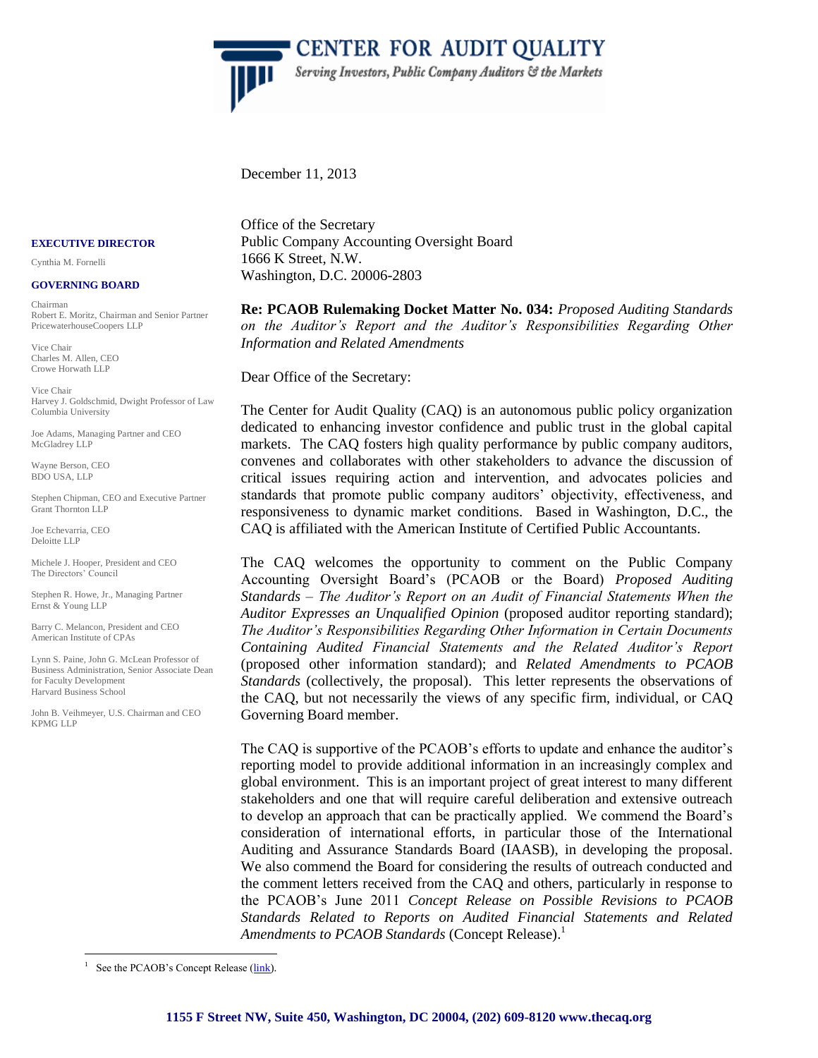**CENTER FOR AUDIT QUALITY**
*Serving Investors, Public Company Auditors & the Markets*

December 11, 2013

**EXECUTIVE DIRECTOR**

Cynthia M. Fornelli

**GOVERNING BOARD**

Chairman
Robert E. Moritz, Chairman and Senior Partner
PricewaterhouseCoopers LLP

Vice Chair
Charles M. Allen, CEO
Crowe Horwath LLP

Vice Chair
Harvey J. Goldschmid, Dwight Professor of Law
Columbia University

Joe Adams, Managing Partner and CEO
McGladrey LLP

Wayne Berson, CEO
BDO USA, LLP

Stephen Chipman, CEO and Executive Partner
Grant Thornton LLP

Joe Echevarria, CEO
Deloitte LLP

Michele J. Hooper, President and CEO
The Directors' Council

Stephen R. Howe, Jr., Managing Partner
Ernst & Young LLP

Barry C. Melancon, President and CEO
American Institute of CPAs

Lynn S. Paine, John G. McLean Professor of Business Administration, Senior Associate Dean for Faculty Development
Harvard Business School

John B. Veihmeyer, U.S. Chairman and CEO
KPMG LLP

Office of the Secretary
Public Company Accounting Oversight Board
1666 K Street, N.W.
Washington, D.C. 20006-2803

**Re: PCAOB Rulemaking Docket Matter No. 034:** *Proposed Auditing Standards on the Auditor's Report and the Auditor's Responsibilities Regarding Other Information and Related Amendments*

Dear Office of the Secretary:

The Center for Audit Quality (CAQ) is an autonomous public policy organization dedicated to enhancing investor confidence and public trust in the global capital markets. The CAQ fosters high quality performance by public company auditors, convenes and collaborates with other stakeholders to advance the discussion of critical issues requiring action and intervention, and advocates policies and standards that promote public company auditors' objectivity, effectiveness, and responsiveness to dynamic market conditions. Based in Washington, D.C., the CAQ is affiliated with the American Institute of Certified Public Accountants.

The CAQ welcomes the opportunity to comment on the Public Company Accounting Oversight Board's (PCAOB or the Board) *Proposed Auditing Standards – The Auditor's Report on an Audit of Financial Statements When the Auditor Expresses an Unqualified Opinion* (proposed auditor reporting standard); *The Auditor's Responsibilities Regarding Other Information in Certain Documents Containing Audited Financial Statements and the Related Auditor's Report* (proposed other information standard); and *Related Amendments to PCAOB Standards* (collectively, the proposal). This letter represents the observations of the CAQ, but not necessarily the views of any specific firm, individual, or CAQ Governing Board member.

The CAQ is supportive of the PCAOB's efforts to update and enhance the auditor's reporting model to provide additional information in an increasingly complex and global environment. This is an important project of great interest to many different stakeholders and one that will require careful deliberation and extensive outreach to develop an approach that can be practically applied. We commend the Board's consideration of international efforts, in particular those of the International Auditing and Assurance Standards Board (IAASB), in developing the proposal. We also commend the Board for considering the results of outreach conducted and the comment letters received from the CAQ and others, particularly in response to the PCAOB's June 2011 *Concept Release on Possible Revisions to PCAOB Standards Related to Reports on Audited Financial Statements and Related Amendments to PCAOB Standards* (Concept Release).[1]

[1] See the PCAOB's Concept Release (link).

1155 F Street NW, Suite 450, Washington, DC 20004, (202) 609-8120 www.thecaq.org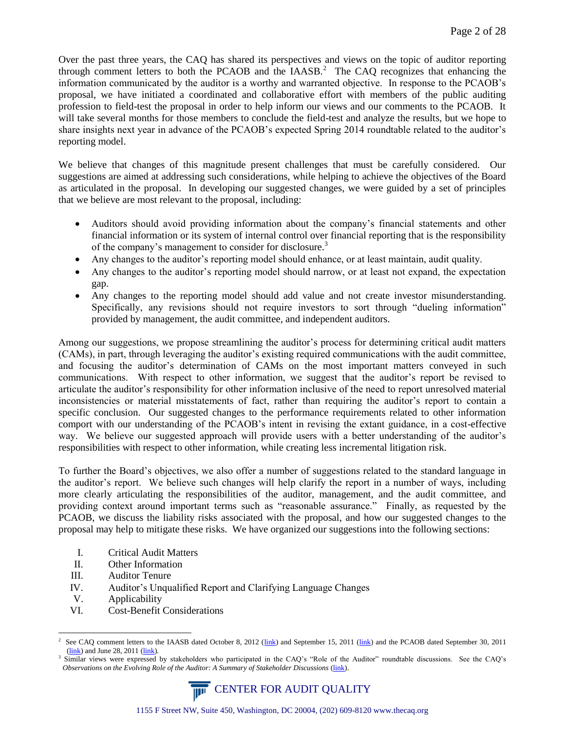Over the past three years, the CAQ has shared its perspectives and views on the topic of auditor reporting through comment letters to both the PCAOB and the IAASB.[2] The CAQ recognizes that enhancing the information communicated by the auditor is a worthy and warranted objective. In response to the PCAOB's proposal, we have initiated a coordinated and collaborative effort with members of the public auditing profession to field-test the proposal in order to help inform our views and our comments to the PCAOB. It will take several months for those members to conclude the field-test and analyze the results, but we hope to share insights next year in advance of the PCAOB's expected Spring 2014 roundtable related to the auditor's reporting model.

We believe that changes of this magnitude present challenges that must be carefully considered. Our suggestions are aimed at addressing such considerations, while helping to achieve the objectives of the Board as articulated in the proposal. In developing our suggested changes, we were guided by a set of principles that we believe are most relevant to the proposal, including:

- Auditors should avoid providing information about the company's financial statements and other financial information or its system of internal control over financial reporting that is the responsibility of the company's management to consider for disclosure.[3]
- Any changes to the auditor's reporting model should enhance, or at least maintain, audit quality.
- Any changes to the auditor's reporting model should narrow, or at least not expand, the expectation gap.
- Any changes to the reporting model should add value and not create investor misunderstanding. Specifically, any revisions should not require investors to sort through "dueling information" provided by management, the audit committee, and independent auditors.

Among our suggestions, we propose streamlining the auditor's process for determining critical audit matters (CAMs), in part, through leveraging the auditor's existing required communications with the audit committee, and focusing the auditor's determination of CAMs on the most important matters conveyed in such communications. With respect to other information, we suggest that the auditor's report be revised to articulate the auditor's responsibility for other information inclusive of the need to report unresolved material inconsistencies or material misstatements of fact, rather than requiring the auditor's report to contain a specific conclusion. Our suggested changes to the performance requirements related to other information comport with our understanding of the PCAOB's intent in revising the extant guidance, in a cost-effective way. We believe our suggested approach will provide users with a better understanding of the auditor's responsibilities with respect to other information, while creating less incremental litigation risk.

To further the Board's objectives, we also offer a number of suggestions related to the standard language in the auditor's report. We believe such changes will help clarify the report in a number of ways, including more clearly articulating the responsibilities of the auditor, management, and the audit committee, and providing context around important terms such as "reasonable assurance." Finally, as requested by the PCAOB, we discuss the liability risks associated with the proposal, and how our suggested changes to the proposal may help to mitigate these risks. We have organized our suggestions into the following sections:

I. Critical Audit Matters
II. Other Information
III. Auditor Tenure
IV. Auditor's Unqualified Report and Clarifying Language Changes
V. Applicability
VI. Cost-Benefit Considerations

---

[2] See CAQ comment letters to the IAASB dated October 8, 2012 (link) and September 15, 2011 (link) and the PCAOB dated September 30, 2011 (link) and June 28, 2011 (link).

[3] Similar views were expressed by stakeholders who participated in the CAQ's "Role of the Auditor" roundtable discussions. See the CAQ's *Observations on the Evolving Role of the Auditor: A Summary of Stakeholder Discussions* (link).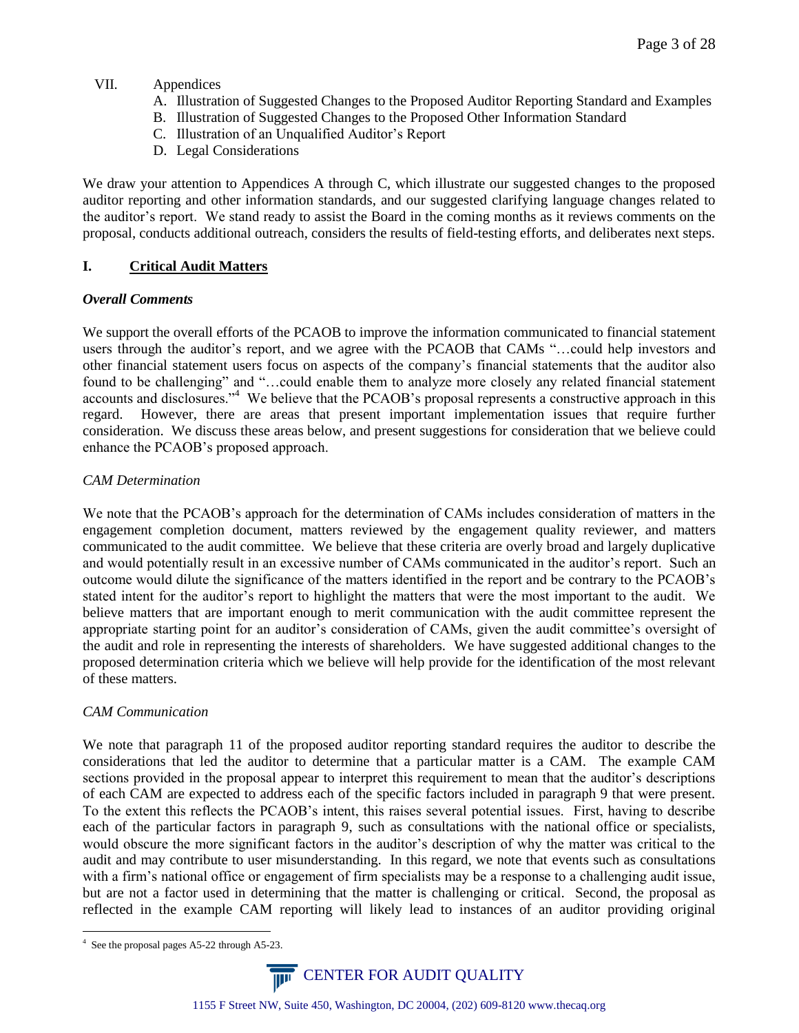VII. Appendices
  A. Illustration of Suggested Changes to the Proposed Auditor Reporting Standard and Examples
  B. Illustration of Suggested Changes to the Proposed Other Information Standard
  C. Illustration of an Unqualified Auditor's Report
  D. Legal Considerations

We draw your attention to Appendices A through C, which illustrate our suggested changes to the proposed auditor reporting and other information standards, and our suggested clarifying language changes related to the auditor's report. We stand ready to assist the Board in the coming months as it reviews comments on the proposal, conducts additional outreach, considers the results of field-testing efforts, and deliberates next steps.

## I. Critical Audit Matters

### *Overall Comments*

We support the overall efforts of the PCAOB to improve the information communicated to financial statement users through the auditor's report, and we agree with the PCAOB that CAMs "…could help investors and other financial statement users focus on aspects of the company's financial statements that the auditor also found to be challenging" and "…could enable them to analyze more closely any related financial statement accounts and disclosures."[4] We believe that the PCAOB's proposal represents a constructive approach in this regard. However, there are areas that present important implementation issues that require further consideration. We discuss these areas below, and present suggestions for consideration that we believe could enhance the PCAOB's proposed approach.

### *CAM Determination*

We note that the PCAOB's approach for the determination of CAMs includes consideration of matters in the engagement completion document, matters reviewed by the engagement quality reviewer, and matters communicated to the audit committee. We believe that these criteria are overly broad and largely duplicative and would potentially result in an excessive number of CAMs communicated in the auditor's report. Such an outcome would dilute the significance of the matters identified in the report and be contrary to the PCAOB's stated intent for the auditor's report to highlight the matters that were the most important to the audit. We believe matters that are important enough to merit communication with the audit committee represent the appropriate starting point for an auditor's consideration of CAMs, given the audit committee's oversight of the audit and role in representing the interests of shareholders. We have suggested additional changes to the proposed determination criteria which we believe will help provide for the identification of the most relevant of these matters.

### *CAM Communication*

We note that paragraph 11 of the proposed auditor reporting standard requires the auditor to describe the considerations that led the auditor to determine that a particular matter is a CAM. The example CAM sections provided in the proposal appear to interpret this requirement to mean that the auditor's descriptions of each CAM are expected to address each of the specific factors included in paragraph 9 that were present. To the extent this reflects the PCAOB's intent, this raises several potential issues. First, having to describe each of the particular factors in paragraph 9, such as consultations with the national office or specialists, would obscure the more significant factors in the auditor's description of why the matter was critical to the audit and may contribute to user misunderstanding. In this regard, we note that events such as consultations with a firm's national office or engagement of firm specialists may be a response to a challenging audit issue, but are not a factor used in determining that the matter is challenging or critical. Second, the proposal as reflected in the example CAM reporting will likely lead to instances of an auditor providing original

[4] See the proposal pages A5-22 through A5-23.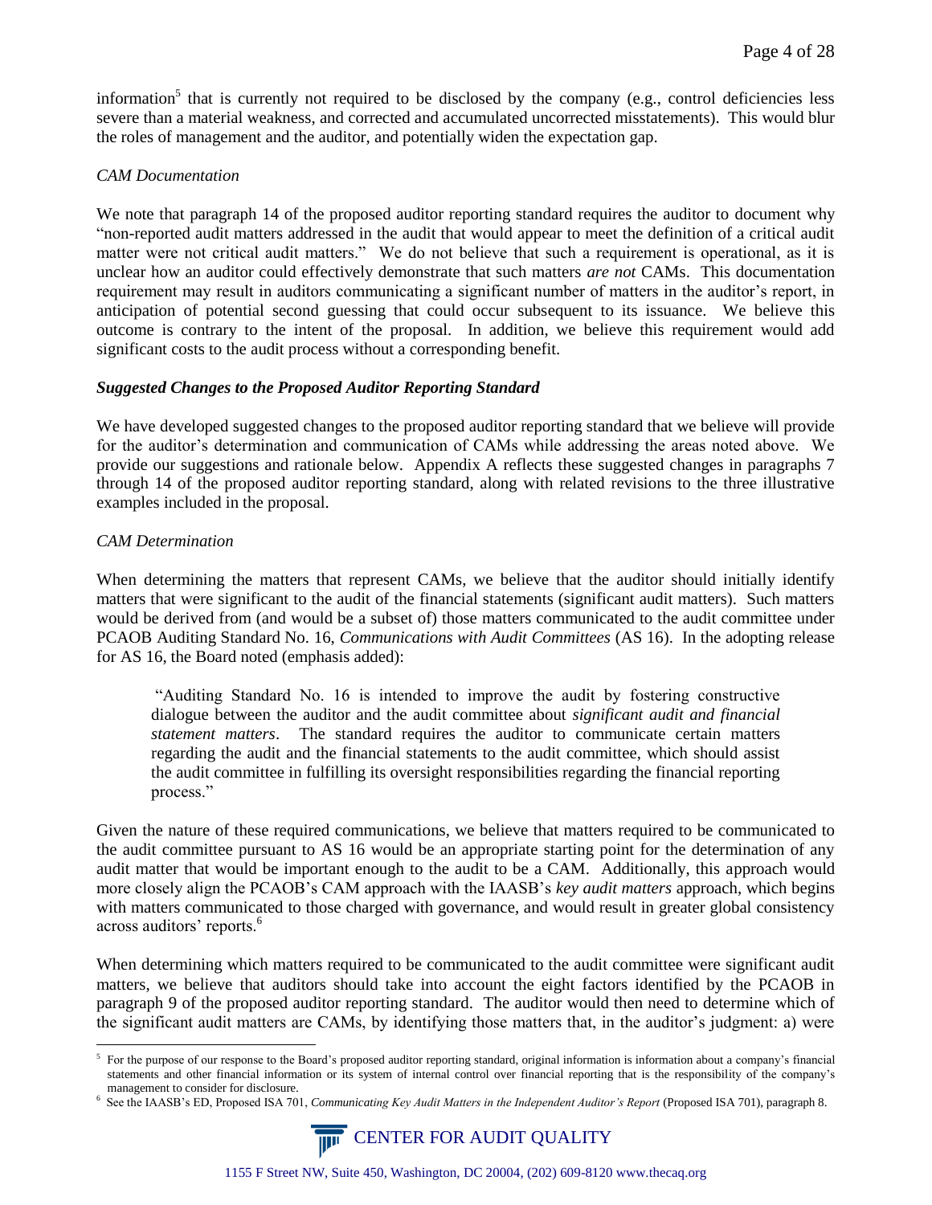information[5] that is currently not required to be disclosed by the company (e.g., control deficiencies less severe than a material weakness, and corrected and accumulated uncorrected misstatements). This would blur the roles of management and the auditor, and potentially widen the expectation gap.

*CAM Documentation*

We note that paragraph 14 of the proposed auditor reporting standard requires the auditor to document why "non-reported audit matters addressed in the audit that would appear to meet the definition of a critical audit matter were not critical audit matters." We do not believe that such a requirement is operational, as it is unclear how an auditor could effectively demonstrate that such matters *are not* CAMs. This documentation requirement may result in auditors communicating a significant number of matters in the auditor's report, in anticipation of potential second guessing that could occur subsequent to its issuance. We believe this outcome is contrary to the intent of the proposal. In addition, we believe this requirement would add significant costs to the audit process without a corresponding benefit.

***Suggested Changes to the Proposed Auditor Reporting Standard***

We have developed suggested changes to the proposed auditor reporting standard that we believe will provide for the auditor's determination and communication of CAMs while addressing the areas noted above. We provide our suggestions and rationale below. Appendix A reflects these suggested changes in paragraphs 7 through 14 of the proposed auditor reporting standard, along with related revisions to the three illustrative examples included in the proposal.

*CAM Determination*

When determining the matters that represent CAMs, we believe that the auditor should initially identify matters that were significant to the audit of the financial statements (significant audit matters). Such matters would be derived from (and would be a subset of) those matters communicated to the audit committee under PCAOB Auditing Standard No. 16, *Communications with Audit Committees* (AS 16). In the adopting release for AS 16, the Board noted (emphasis added):

> "Auditing Standard No. 16 is intended to improve the audit by fostering constructive dialogue between the auditor and the audit committee about *significant audit and financial statement matters*. The standard requires the auditor to communicate certain matters regarding the audit and the financial statements to the audit committee, which should assist the audit committee in fulfilling its oversight responsibilities regarding the financial reporting process."

Given the nature of these required communications, we believe that matters required to be communicated to the audit committee pursuant to AS 16 would be an appropriate starting point for the determination of any audit matter that would be important enough to the audit to be a CAM. Additionally, this approach would more closely align the PCAOB's CAM approach with the IAASB's *key audit matters* approach, which begins with matters communicated to those charged with governance, and would result in greater global consistency across auditors' reports.[6]

When determining which matters required to be communicated to the audit committee were significant audit matters, we believe that auditors should take into account the eight factors identified by the PCAOB in paragraph 9 of the proposed auditor reporting standard. The auditor would then need to determine which of the significant audit matters are CAMs, by identifying those matters that, in the auditor's judgment: a) were

---

[5] For the purpose of our response to the Board's proposed auditor reporting standard, original information is information about a company's financial statements and other financial information or its system of internal control over financial reporting that is the responsibility of the company's management to consider for disclosure.

[6] See the IAASB's ED, Proposed ISA 701, *Communicating Key Audit Matters in the Independent Auditor's Report* (Proposed ISA 701), paragraph 8.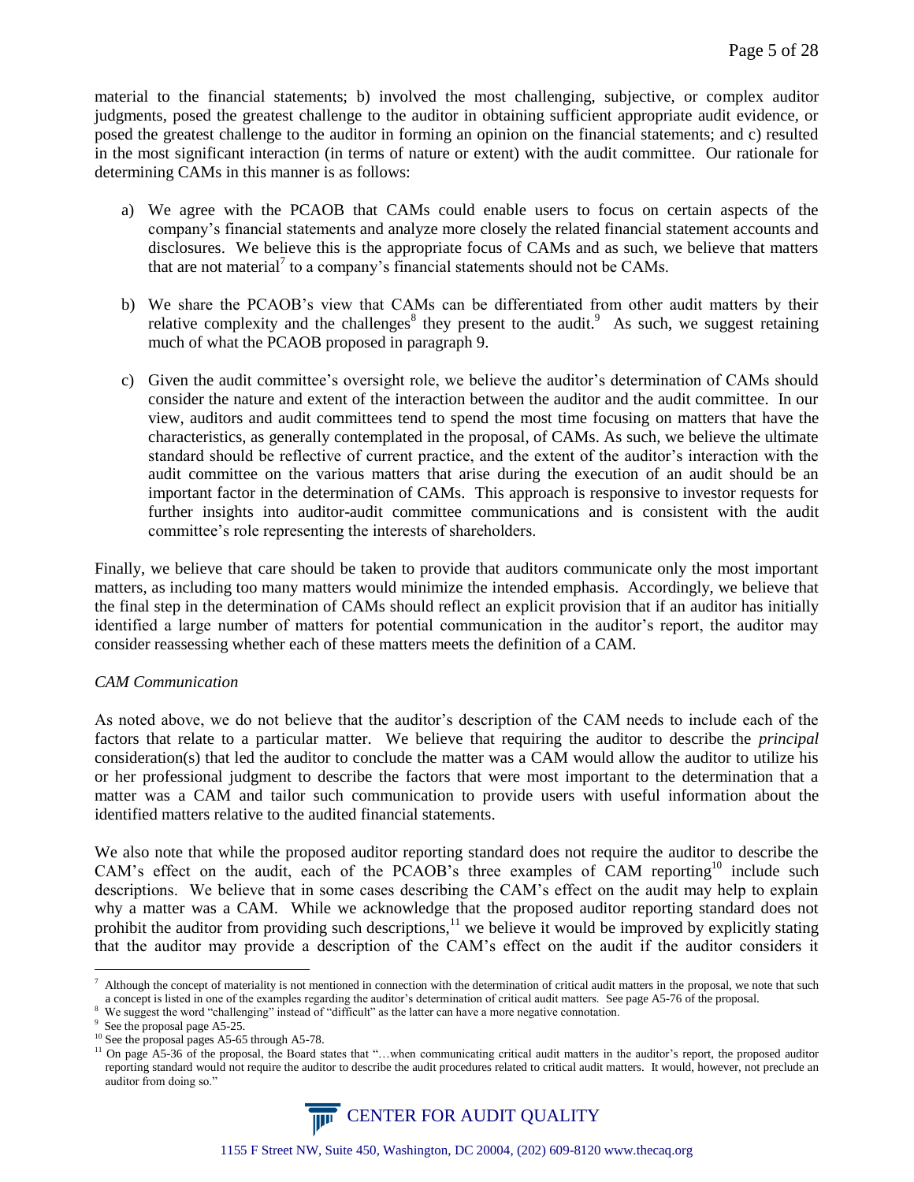material to the financial statements; b) involved the most challenging, subjective, or complex auditor judgments, posed the greatest challenge to the auditor in obtaining sufficient appropriate audit evidence, or posed the greatest challenge to the auditor in forming an opinion on the financial statements; and c) resulted in the most significant interaction (in terms of nature or extent) with the audit committee. Our rationale for determining CAMs in this manner is as follows:

a) We agree with the PCAOB that CAMs could enable users to focus on certain aspects of the company's financial statements and analyze more closely the related financial statement accounts and disclosures. We believe this is the appropriate focus of CAMs and as such, we believe that matters that are not material[7] to a company's financial statements should not be CAMs.

b) We share the PCAOB's view that CAMs can be differentiated from other audit matters by their relative complexity and the challenges[8] they present to the audit.[9] As such, we suggest retaining much of what the PCAOB proposed in paragraph 9.

c) Given the audit committee's oversight role, we believe the auditor's determination of CAMs should consider the nature and extent of the interaction between the auditor and the audit committee. In our view, auditors and audit committees tend to spend the most time focusing on matters that have the characteristics, as generally contemplated in the proposal, of CAMs. As such, we believe the ultimate standard should be reflective of current practice, and the extent of the auditor's interaction with the audit committee on the various matters that arise during the execution of an audit should be an important factor in the determination of CAMs. This approach is responsive to investor requests for further insights into auditor-audit committee communications and is consistent with the audit committee's role representing the interests of shareholders.

Finally, we believe that care should be taken to provide that auditors communicate only the most important matters, as including too many matters would minimize the intended emphasis. Accordingly, we believe that the final step in the determination of CAMs should reflect an explicit provision that if an auditor has initially identified a large number of matters for potential communication in the auditor's report, the auditor may consider reassessing whether each of these matters meets the definition of a CAM.

*CAM Communication*

As noted above, we do not believe that the auditor's description of the CAM needs to include each of the factors that relate to a particular matter. We believe that requiring the auditor to describe the *principal* consideration(s) that led the auditor to conclude the matter was a CAM would allow the auditor to utilize his or her professional judgment to describe the factors that were most important to the determination that a matter was a CAM and tailor such communication to provide users with useful information about the identified matters relative to the audited financial statements.

We also note that while the proposed auditor reporting standard does not require the auditor to describe the CAM's effect on the audit, each of the PCAOB's three examples of CAM reporting[10] include such descriptions. We believe that in some cases describing the CAM's effect on the audit may help to explain why a matter was a CAM. While we acknowledge that the proposed auditor reporting standard does not prohibit the auditor from providing such descriptions,[11] we believe it would be improved by explicitly stating that the auditor may provide a description of the CAM's effect on the audit if the auditor considers it

---

[7] Although the concept of materiality is not mentioned in connection with the determination of critical audit matters in the proposal, we note that such a concept is listed in one of the examples regarding the auditor's determination of critical audit matters. See page A5-76 of the proposal.

[8] We suggest the word "challenging" instead of "difficult" as the latter can have a more negative connotation.

[9] See the proposal page A5-25.

[10] See the proposal pages A5-65 through A5-78.

[11] On page A5-36 of the proposal, the Board states that "…when communicating critical audit matters in the auditor's report, the proposed auditor reporting standard would not require the auditor to describe the audit procedures related to critical audit matters. It would, however, not preclude an auditor from doing so."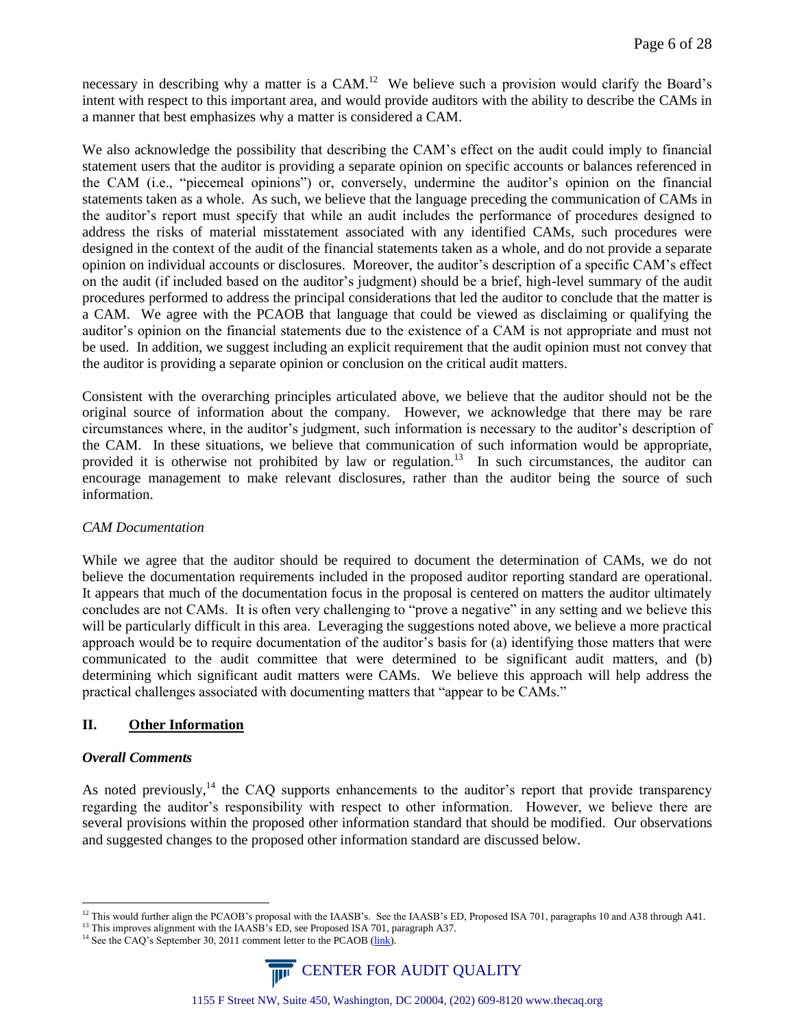necessary in describing why a matter is a CAM.[12] We believe such a provision would clarify the Board's intent with respect to this important area, and would provide auditors with the ability to describe the CAMs in a manner that best emphasizes why a matter is considered a CAM.

We also acknowledge the possibility that describing the CAM's effect on the audit could imply to financial statement users that the auditor is providing a separate opinion on specific accounts or balances referenced in the CAM (i.e., "piecemeal opinions") or, conversely, undermine the auditor's opinion on the financial statements taken as a whole. As such, we believe that the language preceding the communication of CAMs in the auditor's report must specify that while an audit includes the performance of procedures designed to address the risks of material misstatement associated with any identified CAMs, such procedures were designed in the context of the audit of the financial statements taken as a whole, and do not provide a separate opinion on individual accounts or disclosures. Moreover, the auditor's description of a specific CAM's effect on the audit (if included based on the auditor's judgment) should be a brief, high-level summary of the audit procedures performed to address the principal considerations that led the auditor to conclude that the matter is a CAM. We agree with the PCAOB that language that could be viewed as disclaiming or qualifying the auditor's opinion on the financial statements due to the existence of a CAM is not appropriate and must not be used. In addition, we suggest including an explicit requirement that the audit opinion must not convey that the auditor is providing a separate opinion or conclusion on the critical audit matters.

Consistent with the overarching principles articulated above, we believe that the auditor should not be the original source of information about the company. However, we acknowledge that there may be rare circumstances where, in the auditor's judgment, such information is necessary to the auditor's description of the CAM. In these situations, we believe that communication of such information would be appropriate, provided it is otherwise not prohibited by law or regulation.[13] In such circumstances, the auditor can encourage management to make relevant disclosures, rather than the auditor being the source of such information.

*CAM Documentation*

While we agree that the auditor should be required to document the determination of CAMs, we do not believe the documentation requirements included in the proposed auditor reporting standard are operational. It appears that much of the documentation focus in the proposal is centered on matters the auditor ultimately concludes are not CAMs. It is often very challenging to "prove a negative" in any setting and we believe this will be particularly difficult in this area. Leveraging the suggestions noted above, we believe a more practical approach would be to require documentation of the auditor's basis for (a) identifying those matters that were communicated to the audit committee that were determined to be significant audit matters, and (b) determining which significant audit matters were CAMs. We believe this approach will help address the practical challenges associated with documenting matters that "appear to be CAMs."

## II. Other Information

***Overall Comments***

As noted previously,[14] the CAQ supports enhancements to the auditor's report that provide transparency regarding the auditor's responsibility with respect to other information. However, we believe there are several provisions within the proposed other information standard that should be modified. Our observations and suggested changes to the proposed other information standard are discussed below.

---

[12] This would further align the PCAOB's proposal with the IAASB's. See the IAASB's ED, Proposed ISA 701, paragraphs 10 and A38 through A41.

[13] This improves alignment with the IAASB's ED, see Proposed ISA 701, paragraph A37.

[14] See the CAQ's September 30, 2011 comment letter to the PCAOB (link).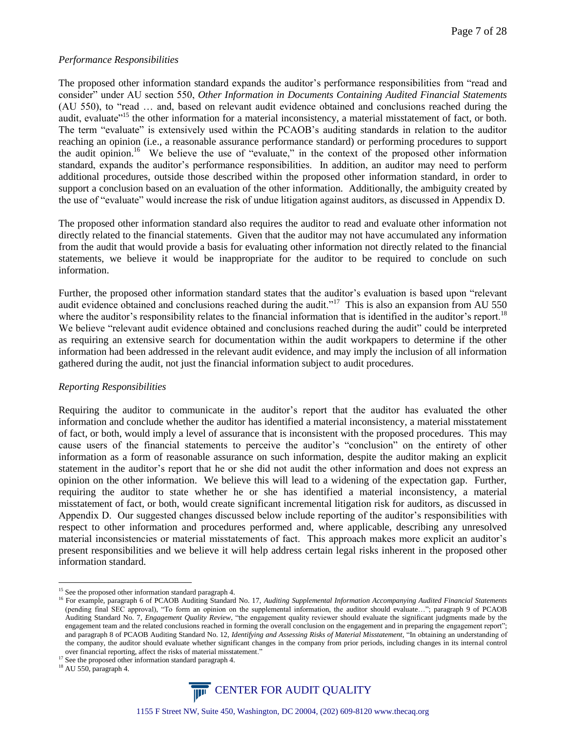*Performance Responsibilities*

The proposed other information standard expands the auditor's performance responsibilities from "read and consider" under AU section 550, *Other Information in Documents Containing Audited Financial Statements* (AU 550), to "read … and, based on relevant audit evidence obtained and conclusions reached during the audit, evaluate"[15] the other information for a material inconsistency, a material misstatement of fact, or both. The term "evaluate" is extensively used within the PCAOB's auditing standards in relation to the auditor reaching an opinion (i.e., a reasonable assurance performance standard) or performing procedures to support the audit opinion.[16] We believe the use of "evaluate," in the context of the proposed other information standard, expands the auditor's performance responsibilities. In addition, an auditor may need to perform additional procedures, outside those described within the proposed other information standard, in order to support a conclusion based on an evaluation of the other information. Additionally, the ambiguity created by the use of "evaluate" would increase the risk of undue litigation against auditors, as discussed in Appendix D.

The proposed other information standard also requires the auditor to read and evaluate other information not directly related to the financial statements. Given that the auditor may not have accumulated any information from the audit that would provide a basis for evaluating other information not directly related to the financial statements, we believe it would be inappropriate for the auditor to be required to conclude on such information.

Further, the proposed other information standard states that the auditor's evaluation is based upon "relevant audit evidence obtained and conclusions reached during the audit."[17] This is also an expansion from AU 550 where the auditor's responsibility relates to the financial information that is identified in the auditor's report.[18] We believe "relevant audit evidence obtained and conclusions reached during the audit" could be interpreted as requiring an extensive search for documentation within the audit workpapers to determine if the other information had been addressed in the relevant audit evidence, and may imply the inclusion of all information gathered during the audit, not just the financial information subject to audit procedures.

*Reporting Responsibilities*

Requiring the auditor to communicate in the auditor's report that the auditor has evaluated the other information and conclude whether the auditor has identified a material inconsistency, a material misstatement of fact, or both, would imply a level of assurance that is inconsistent with the proposed procedures. This may cause users of the financial statements to perceive the auditor's "conclusion" on the entirety of other information as a form of reasonable assurance on such information, despite the auditor making an explicit statement in the auditor's report that he or she did not audit the other information and does not express an opinion on the other information. We believe this will lead to a widening of the expectation gap. Further, requiring the auditor to state whether he or she has identified a material inconsistency, a material misstatement of fact, or both, would create significant incremental litigation risk for auditors, as discussed in Appendix D. Our suggested changes discussed below include reporting of the auditor's responsibilities with respect to other information and procedures performed and, where applicable, describing any unresolved material inconsistencies or material misstatements of fact. This approach makes more explicit an auditor's present responsibilities and we believe it will help address certain legal risks inherent in the proposed other information standard.

---

[15] See the proposed other information standard paragraph 4.

[16] For example, paragraph 6 of PCAOB Auditing Standard No. 17, *Auditing Supplemental Information Accompanying Audited Financial Statements* (pending final SEC approval), "To form an opinion on the supplemental information, the auditor should evaluate…"; paragraph 9 of PCAOB Auditing Standard No. 7, *Engagement Quality Review*, "the engagement quality reviewer should evaluate the significant judgments made by the engagement team and the related conclusions reached in forming the overall conclusion on the engagement and in preparing the engagement report"; and paragraph 8 of PCAOB Auditing Standard No. 12, *Identifying and Assessing Risks of Material Misstatement*, "In obtaining an understanding of the company, the auditor should evaluate whether significant changes in the company from prior periods, including changes in its internal control over financial reporting, affect the risks of material misstatement."

[17] See the proposed other information standard paragraph 4.

[18] AU 550, paragraph 4.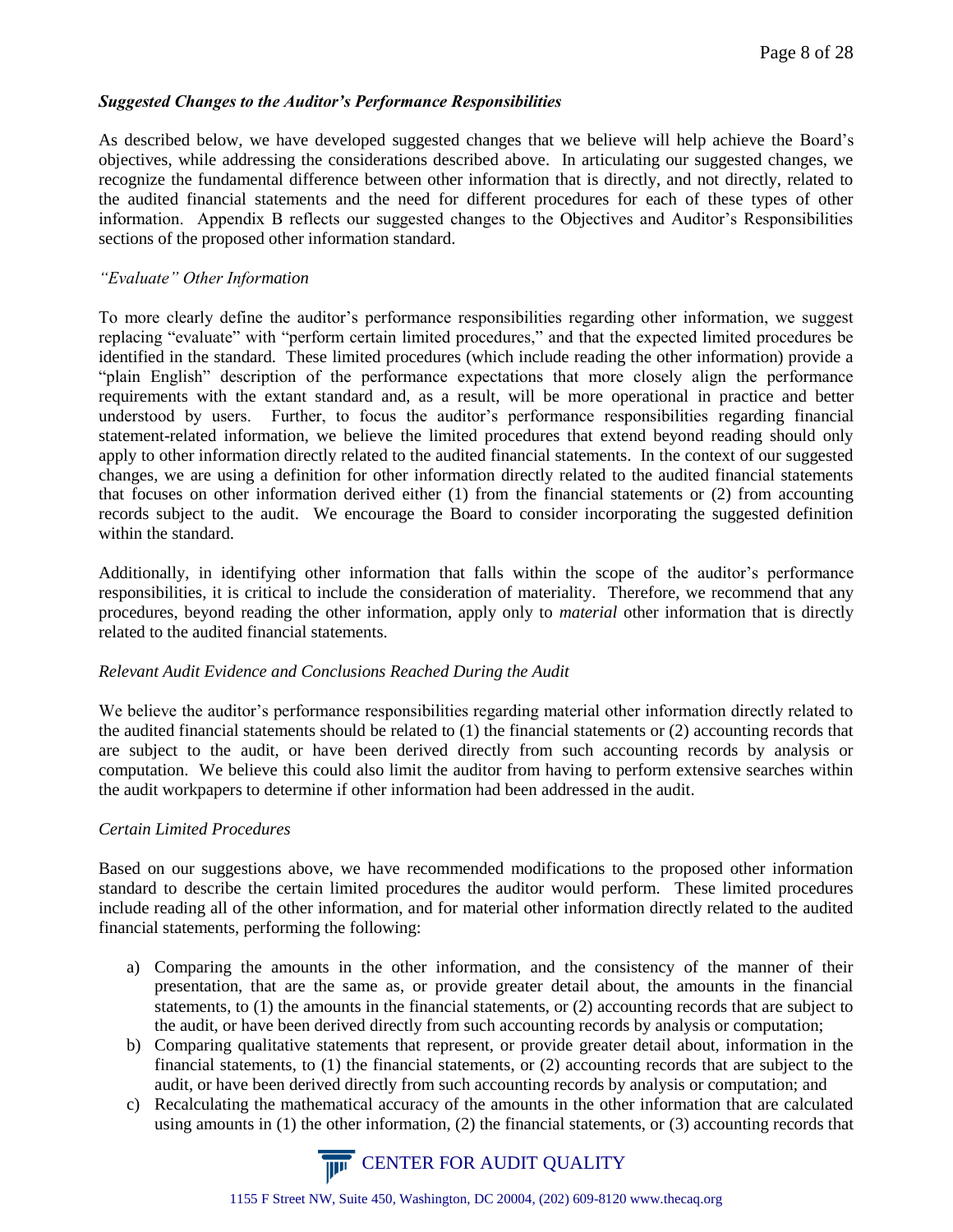***Suggested Changes to the Auditor's Performance Responsibilities***

As described below, we have developed suggested changes that we believe will help achieve the Board's objectives, while addressing the considerations described above. In articulating our suggested changes, we recognize the fundamental difference between other information that is directly, and not directly, related to the audited financial statements and the need for different procedures for each of these types of other information. Appendix B reflects our suggested changes to the Objectives and Auditor's Responsibilities sections of the proposed other information standard.

*"Evaluate" Other Information*

To more clearly define the auditor's performance responsibilities regarding other information, we suggest replacing "evaluate" with "perform certain limited procedures," and that the expected limited procedures be identified in the standard. These limited procedures (which include reading the other information) provide a "plain English" description of the performance expectations that more closely align the performance requirements with the extant standard and, as a result, will be more operational in practice and better understood by users. Further, to focus the auditor's performance responsibilities regarding financial statement-related information, we believe the limited procedures that extend beyond reading should only apply to other information directly related to the audited financial statements. In the context of our suggested changes, we are using a definition for other information directly related to the audited financial statements that focuses on other information derived either (1) from the financial statements or (2) from accounting records subject to the audit. We encourage the Board to consider incorporating the suggested definition within the standard.

Additionally, in identifying other information that falls within the scope of the auditor's performance responsibilities, it is critical to include the consideration of materiality. Therefore, we recommend that any procedures, beyond reading the other information, apply only to *material* other information that is directly related to the audited financial statements.

*Relevant Audit Evidence and Conclusions Reached During the Audit*

We believe the auditor's performance responsibilities regarding material other information directly related to the audited financial statements should be related to (1) the financial statements or (2) accounting records that are subject to the audit, or have been derived directly from such accounting records by analysis or computation. We believe this could also limit the auditor from having to perform extensive searches within the audit workpapers to determine if other information had been addressed in the audit.

*Certain Limited Procedures*

Based on our suggestions above, we have recommended modifications to the proposed other information standard to describe the certain limited procedures the auditor would perform. These limited procedures include reading all of the other information, and for material other information directly related to the audited financial statements, performing the following:

a) Comparing the amounts in the other information, and the consistency of the manner of their presentation, that are the same as, or provide greater detail about, the amounts in the financial statements, to (1) the amounts in the financial statements, or (2) accounting records that are subject to the audit, or have been derived directly from such accounting records by analysis or computation;
b) Comparing qualitative statements that represent, or provide greater detail about, information in the financial statements, to (1) the financial statements, or (2) accounting records that are subject to the audit, or have been derived directly from such accounting records by analysis or computation; and
c) Recalculating the mathematical accuracy of the amounts in the other information that are calculated using amounts in (1) the other information, (2) the financial statements, or (3) accounting records that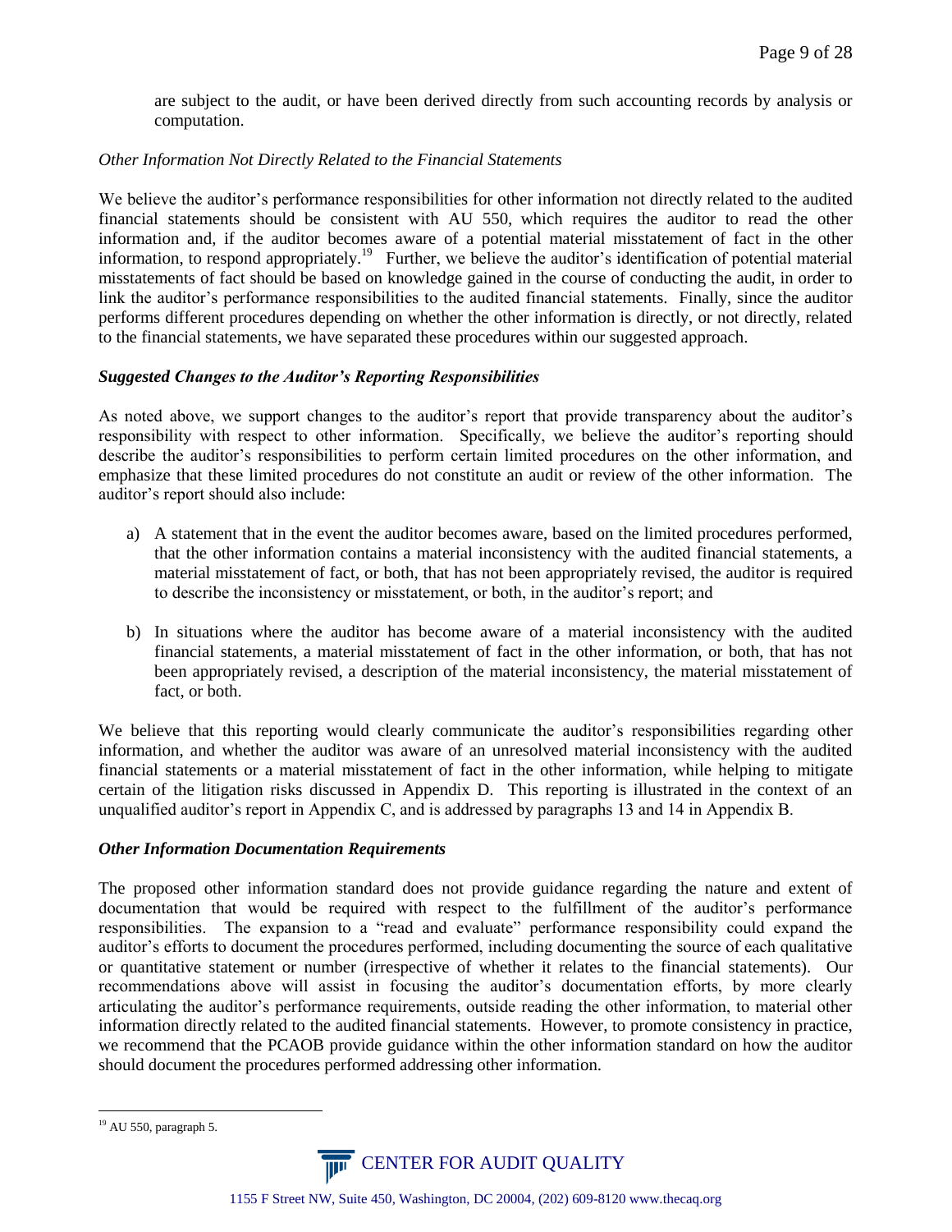are subject to the audit, or have been derived directly from such accounting records by analysis or computation.

*Other Information Not Directly Related to the Financial Statements*

We believe the auditor's performance responsibilities for other information not directly related to the audited financial statements should be consistent with AU 550, which requires the auditor to read the other information and, if the auditor becomes aware of a potential material misstatement of fact in the other information, to respond appropriately.[19] Further, we believe the auditor's identification of potential material misstatements of fact should be based on knowledge gained in the course of conducting the audit, in order to link the auditor's performance responsibilities to the audited financial statements. Finally, since the auditor performs different procedures depending on whether the other information is directly, or not directly, related to the financial statements, we have separated these procedures within our suggested approach.

***Suggested Changes to the Auditor's Reporting Responsibilities***

As noted above, we support changes to the auditor's report that provide transparency about the auditor's responsibility with respect to other information. Specifically, we believe the auditor's reporting should describe the auditor's responsibilities to perform certain limited procedures on the other information, and emphasize that these limited procedures do not constitute an audit or review of the other information. The auditor's report should also include:

a) A statement that in the event the auditor becomes aware, based on the limited procedures performed, that the other information contains a material inconsistency with the audited financial statements, a material misstatement of fact, or both, that has not been appropriately revised, the auditor is required to describe the inconsistency or misstatement, or both, in the auditor's report; and

b) In situations where the auditor has become aware of a material inconsistency with the audited financial statements, a material misstatement of fact in the other information, or both, that has not been appropriately revised, a description of the material inconsistency, the material misstatement of fact, or both.

We believe that this reporting would clearly communicate the auditor's responsibilities regarding other information, and whether the auditor was aware of an unresolved material inconsistency with the audited financial statements or a material misstatement of fact in the other information, while helping to mitigate certain of the litigation risks discussed in Appendix D. This reporting is illustrated in the context of an unqualified auditor's report in Appendix C, and is addressed by paragraphs 13 and 14 in Appendix B.

***Other Information Documentation Requirements***

The proposed other information standard does not provide guidance regarding the nature and extent of documentation that would be required with respect to the fulfillment of the auditor's performance responsibilities. The expansion to a "read and evaluate" performance responsibility could expand the auditor's efforts to document the procedures performed, including documenting the source of each qualitative or quantitative statement or number (irrespective of whether it relates to the financial statements). Our recommendations above will assist in focusing the auditor's documentation efforts, by more clearly articulating the auditor's performance requirements, outside reading the other information, to material other information directly related to the audited financial statements. However, to promote consistency in practice, we recommend that the PCAOB provide guidance within the other information standard on how the auditor should document the procedures performed addressing other information.

[19] AU 550, paragraph 5.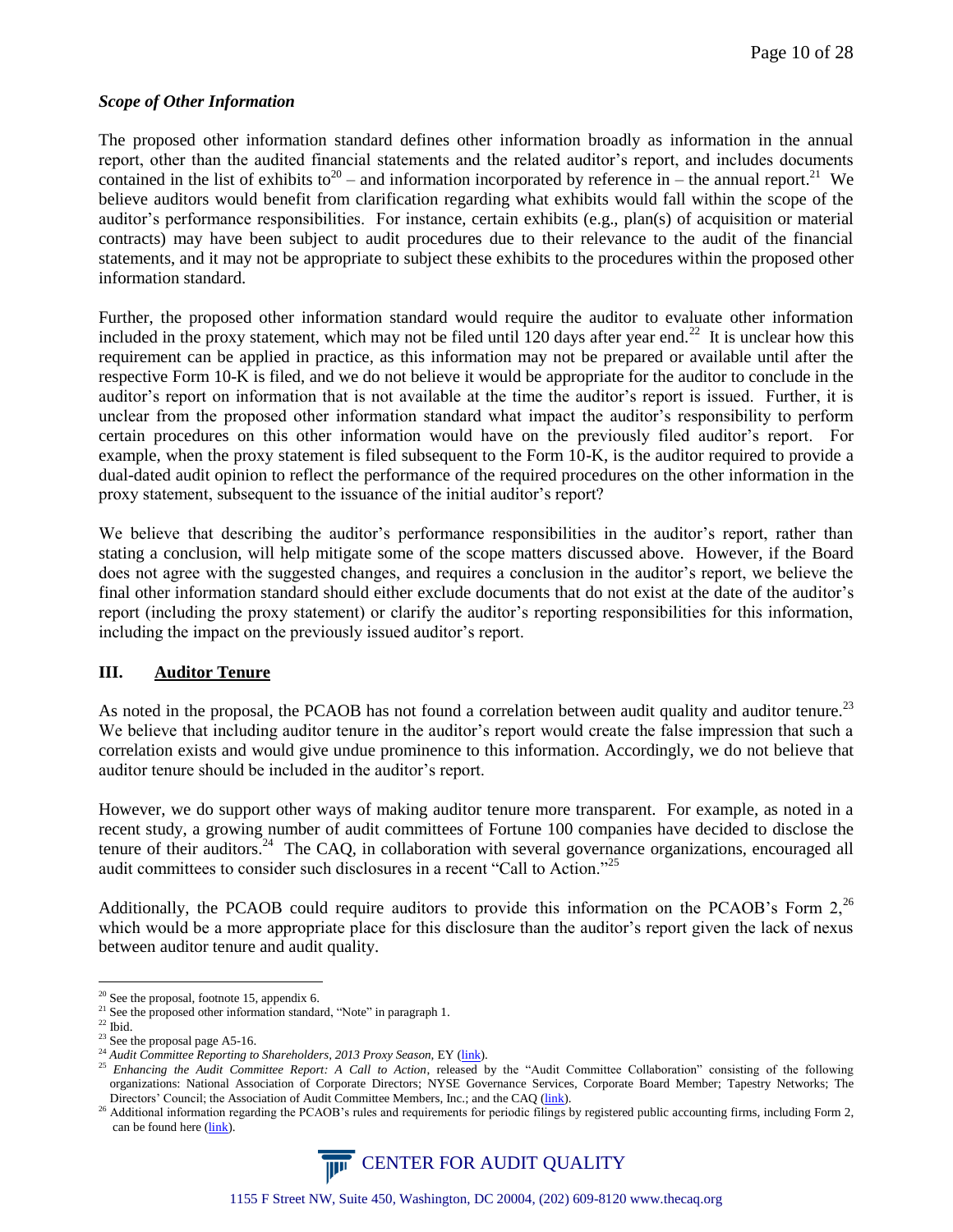### *Scope of Other Information*

The proposed other information standard defines other information broadly as information in the annual report, other than the audited financial statements and the related auditor's report, and includes documents contained in the list of exhibits to[20] – and information incorporated by reference in – the annual report.[21] We believe auditors would benefit from clarification regarding what exhibits would fall within the scope of the auditor's performance responsibilities. For instance, certain exhibits (e.g., plan(s) of acquisition or material contracts) may have been subject to audit procedures due to their relevance to the audit of the financial statements, and it may not be appropriate to subject these exhibits to the procedures within the proposed other information standard.

Further, the proposed other information standard would require the auditor to evaluate other information included in the proxy statement, which may not be filed until 120 days after year end.[22] It is unclear how this requirement can be applied in practice, as this information may not be prepared or available until after the respective Form 10-K is filed, and we do not believe it would be appropriate for the auditor to conclude in the auditor's report on information that is not available at the time the auditor's report is issued. Further, it is unclear from the proposed other information standard what impact the auditor's responsibility to perform certain procedures on this other information would have on the previously filed auditor's report. For example, when the proxy statement is filed subsequent to the Form 10-K, is the auditor required to provide a dual-dated audit opinion to reflect the performance of the required procedures on the other information in the proxy statement, subsequent to the issuance of the initial auditor's report?

We believe that describing the auditor's performance responsibilities in the auditor's report, rather than stating a conclusion, will help mitigate some of the scope matters discussed above. However, if the Board does not agree with the suggested changes, and requires a conclusion in the auditor's report, we believe the final other information standard should either exclude documents that do not exist at the date of the auditor's report (including the proxy statement) or clarify the auditor's reporting responsibilities for this information, including the impact on the previously issued auditor's report.

## III. Auditor Tenure

As noted in the proposal, the PCAOB has not found a correlation between audit quality and auditor tenure.[23] We believe that including auditor tenure in the auditor's report would create the false impression that such a correlation exists and would give undue prominence to this information. Accordingly, we do not believe that auditor tenure should be included in the auditor's report.

However, we do support other ways of making auditor tenure more transparent. For example, as noted in a recent study, a growing number of audit committees of Fortune 100 companies have decided to disclose the tenure of their auditors.[24] The CAQ, in collaboration with several governance organizations, encouraged all audit committees to consider such disclosures in a recent "Call to Action."[25]

Additionally, the PCAOB could require auditors to provide this information on the PCAOB's Form 2,[26] which would be a more appropriate place for this disclosure than the auditor's report given the lack of nexus between auditor tenure and audit quality.

---

[20] See the proposal, footnote 15, appendix 6.

[21] See the proposed other information standard, "Note" in paragraph 1.

[22] Ibid.

[23] See the proposal page A5-16.

[24] *Audit Committee Reporting to Shareholders, 2013 Proxy Season*, EY (link).

[25] *Enhancing the Audit Committee Report: A Call to Action*, released by the "Audit Committee Collaboration" consisting of the following organizations: National Association of Corporate Directors; NYSE Governance Services, Corporate Board Member; Tapestry Networks; The Directors' Council; the Association of Audit Committee Members, Inc.; and the CAQ (link).

[26] Additional information regarding the PCAOB's rules and requirements for periodic filings by registered public accounting firms, including Form 2, can be found here (link).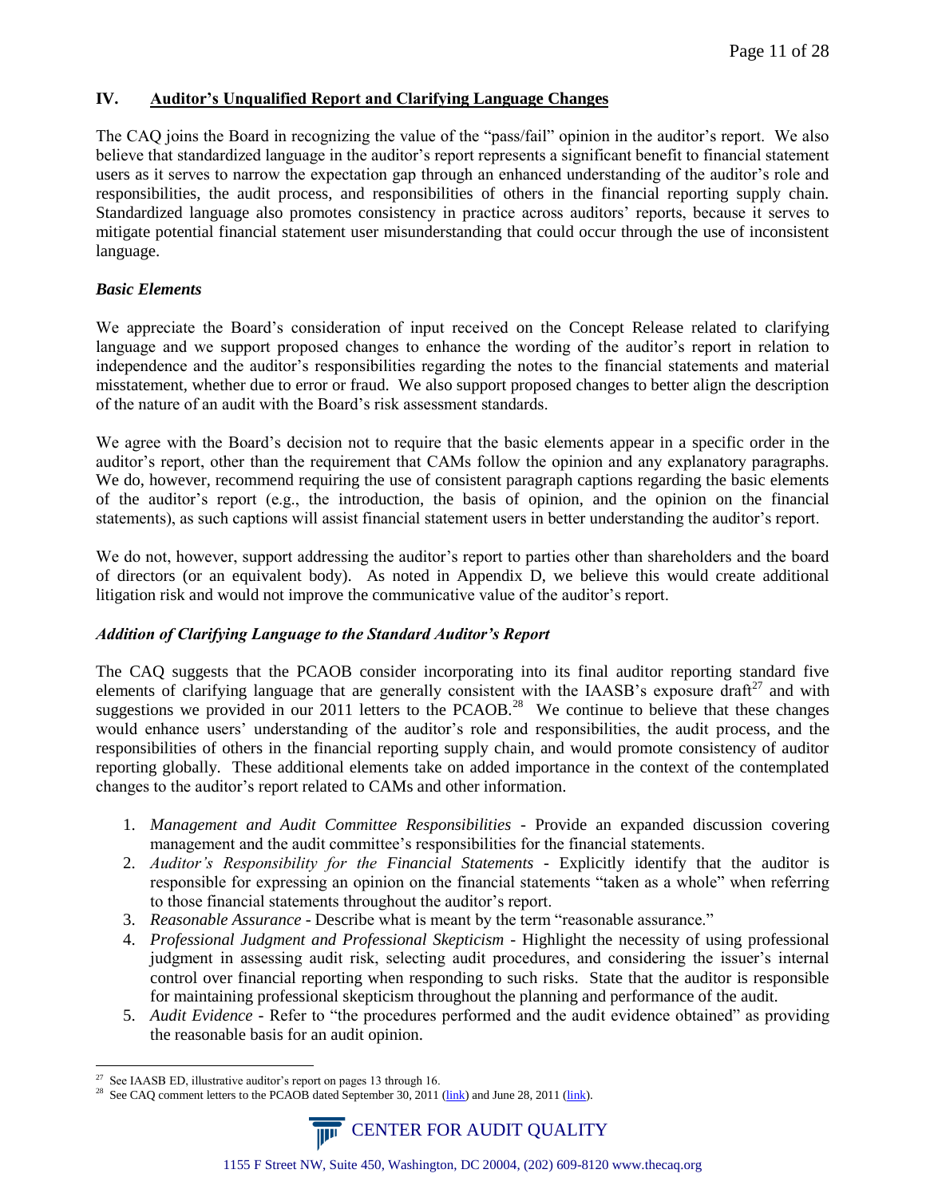## IV. Auditor's Unqualified Report and Clarifying Language Changes

The CAQ joins the Board in recognizing the value of the "pass/fail" opinion in the auditor's report. We also believe that standardized language in the auditor's report represents a significant benefit to financial statement users as it serves to narrow the expectation gap through an enhanced understanding of the auditor's role and responsibilities, the audit process, and responsibilities of others in the financial reporting supply chain. Standardized language also promotes consistency in practice across auditors' reports, because it serves to mitigate potential financial statement user misunderstanding that could occur through the use of inconsistent language.

### *Basic Elements*

We appreciate the Board's consideration of input received on the Concept Release related to clarifying language and we support proposed changes to enhance the wording of the auditor's report in relation to independence and the auditor's responsibilities regarding the notes to the financial statements and material misstatement, whether due to error or fraud. We also support proposed changes to better align the description of the nature of an audit with the Board's risk assessment standards.

We agree with the Board's decision not to require that the basic elements appear in a specific order in the auditor's report, other than the requirement that CAMs follow the opinion and any explanatory paragraphs. We do, however, recommend requiring the use of consistent paragraph captions regarding the basic elements of the auditor's report (e.g., the introduction, the basis of opinion, and the opinion on the financial statements), as such captions will assist financial statement users in better understanding the auditor's report.

We do not, however, support addressing the auditor's report to parties other than shareholders and the board of directors (or an equivalent body). As noted in Appendix D, we believe this would create additional litigation risk and would not improve the communicative value of the auditor's report.

### *Addition of Clarifying Language to the Standard Auditor's Report*

The CAQ suggests that the PCAOB consider incorporating into its final auditor reporting standard five elements of clarifying language that are generally consistent with the IASB's exposure draft[27] and with suggestions we provided in our 2011 letters to the PCAOB.[28] We continue to believe that these changes would enhance users' understanding of the auditor's role and responsibilities, the audit process, and the responsibilities of others in the financial reporting supply chain, and would promote consistency of auditor reporting globally. These additional elements take on added importance in the context of the contemplated changes to the auditor's report related to CAMs and other information.

1. *Management and Audit Committee Responsibilities* - Provide an expanded discussion covering management and the audit committee's responsibilities for the financial statements.
2. *Auditor's Responsibility for the Financial Statements* - Explicitly identify that the auditor is responsible for expressing an opinion on the financial statements "taken as a whole" when referring to those financial statements throughout the auditor's report.
3. *Reasonable Assurance* - Describe what is meant by the term "reasonable assurance."
4. *Professional Judgment and Professional Skepticism* - Highlight the necessity of using professional judgment in assessing audit risk, selecting audit procedures, and considering the issuer's internal control over financial reporting when responding to such risks. State that the auditor is responsible for maintaining professional skepticism throughout the planning and performance of the audit.
5. *Audit Evidence* - Refer to "the procedures performed and the audit evidence obtained" as providing the reasonable basis for an audit opinion.

---

[27] See IAASB ED, illustrative auditor's report on pages 13 through 16.

[28] See CAQ comment letters to the PCAOB dated September 30, 2011 (link) and June 28, 2011 (link).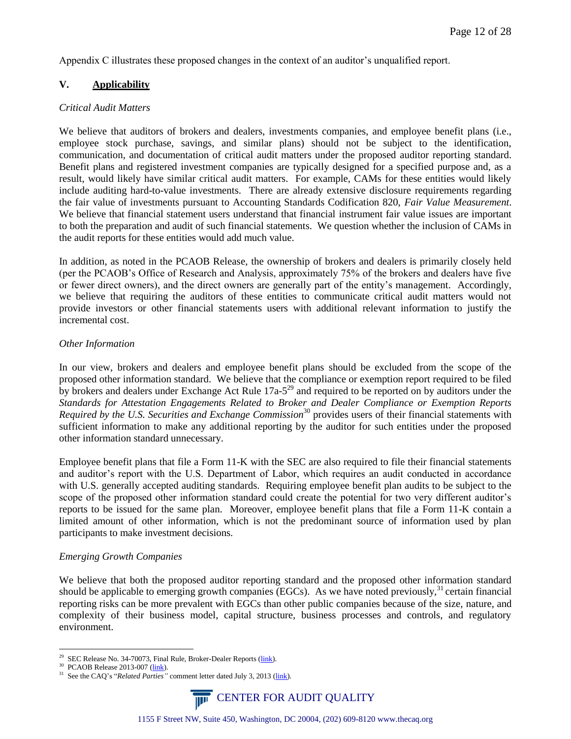Appendix C illustrates these proposed changes in the context of an auditor's unqualified report.

## V. Applicability

*Critical Audit Matters*

We believe that auditors of brokers and dealers, investments companies, and employee benefit plans (i.e., employee stock purchase, savings, and similar plans) should not be subject to the identification, communication, and documentation of critical audit matters under the proposed auditor reporting standard. Benefit plans and registered investment companies are typically designed for a specified purpose and, as a result, would likely have similar critical audit matters. For example, CAMs for these entities would likely include auditing hard-to-value investments. There are already extensive disclosure requirements regarding the fair value of investments pursuant to Accounting Standards Codification 820, *Fair Value Measurement*. We believe that financial statement users understand that financial instrument fair value issues are important to both the preparation and audit of such financial statements. We question whether the inclusion of CAMs in the audit reports for these entities would add much value.

In addition, as noted in the PCAOB Release, the ownership of brokers and dealers is primarily closely held (per the PCAOB's Office of Research and Analysis, approximately 75% of the brokers and dealers have five or fewer direct owners), and the direct owners are generally part of the entity's management. Accordingly, we believe that requiring the auditors of these entities to communicate critical audit matters would not provide investors or other financial statements users with additional relevant information to justify the incremental cost.

*Other Information*

In our view, brokers and dealers and employee benefit plans should be excluded from the scope of the proposed other information standard. We believe that the compliance or exemption report required to be filed by brokers and dealers under Exchange Act Rule 17a-5[29] and required to be reported on by auditors under the *Standards for Attestation Engagements Related to Broker and Dealer Compliance or Exemption Reports Required by the U.S. Securities and Exchange Commission*[30] provides users of their financial statements with sufficient information to make any additional reporting by the auditor for such entities under the proposed other information standard unnecessary.

Employee benefit plans that file a Form 11-K with the SEC are also required to file their financial statements and auditor's report with the U.S. Department of Labor, which requires an audit conducted in accordance with U.S. generally accepted auditing standards. Requiring employee benefit plan audits to be subject to the scope of the proposed other information standard could create the potential for two very different auditor's reports to be issued for the same plan. Moreover, employee benefit plans that file a Form 11-K contain a limited amount of other information, which is not the predominant source of information used by plan participants to make investment decisions.

*Emerging Growth Companies*

We believe that both the proposed auditor reporting standard and the proposed other information standard should be applicable to emerging growth companies (EGCs). As we have noted previously,[31] certain financial reporting risks can be more prevalent with EGCs than other public companies because of the size, nature, and complexity of their business model, capital structure, business processes and controls, and regulatory environment.

---

[29] SEC Release No. 34-70073, Final Rule, Broker-Dealer Reports (link).

[30] PCAOB Release 2013-007 (link).

[31] See the CAQ's "*Related Parties"* comment letter dated July 3, 2013 (link).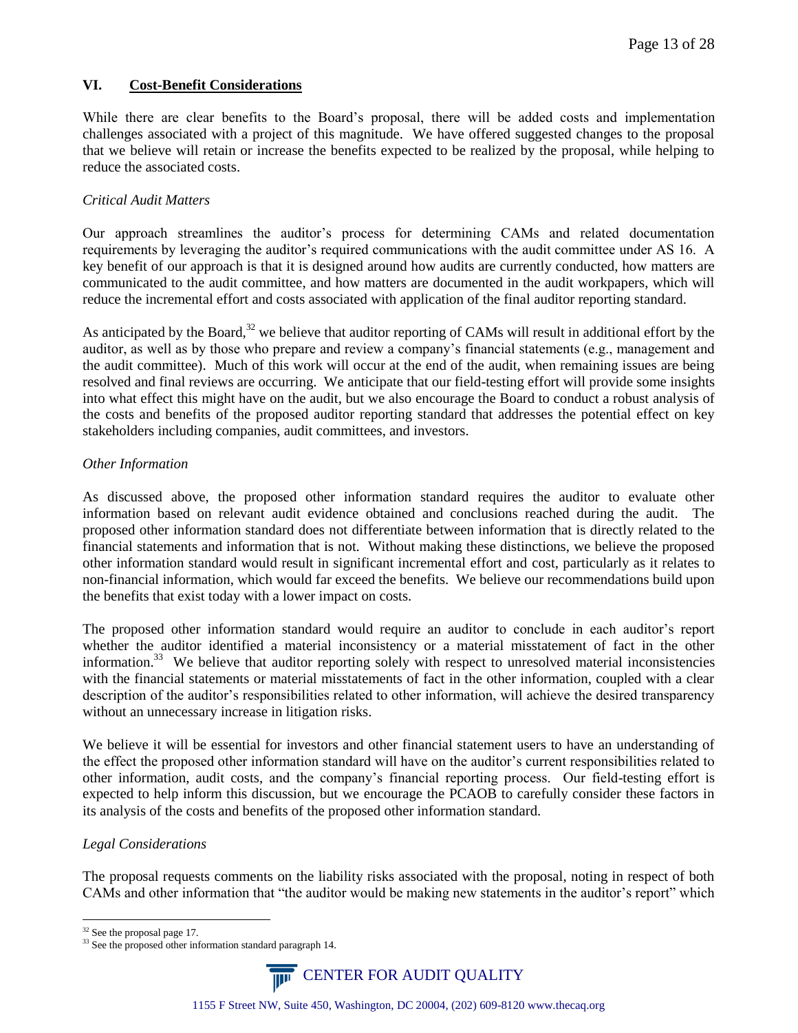## VI. Cost-Benefit Considerations

While there are clear benefits to the Board's proposal, there will be added costs and implementation challenges associated with a project of this magnitude. We have offered suggested changes to the proposal that we believe will retain or increase the benefits expected to be realized by the proposal, while helping to reduce the associated costs.

*Critical Audit Matters*

Our approach streamlines the auditor's process for determining CAMs and related documentation requirements by leveraging the auditor's required communications with the audit committee under AS 16. A key benefit of our approach is that it is designed around how audits are currently conducted, how matters are communicated to the audit committee, and how matters are documented in the audit workpapers, which will reduce the incremental effort and costs associated with application of the final auditor reporting standard.

As anticipated by the Board,[32] we believe that auditor reporting of CAMs will result in additional effort by the auditor, as well as by those who prepare and review a company's financial statements (e.g., management and the audit committee). Much of this work will occur at the end of the audit, when remaining issues are being resolved and final reviews are occurring. We anticipate that our field-testing effort will provide some insights into what effect this might have on the audit, but we also encourage the Board to conduct a robust analysis of the costs and benefits of the proposed auditor reporting standard that addresses the potential effect on key stakeholders including companies, audit committees, and investors.

*Other Information*

As discussed above, the proposed other information standard requires the auditor to evaluate other information based on relevant audit evidence obtained and conclusions reached during the audit. The proposed other information standard does not differentiate between information that is directly related to the financial statements and information that is not. Without making these distinctions, we believe the proposed other information standard would result in significant incremental effort and cost, particularly as it relates to non-financial information, which would far exceed the benefits. We believe our recommendations build upon the benefits that exist today with a lower impact on costs.

The proposed other information standard would require an auditor to conclude in each auditor's report whether the auditor identified a material inconsistency or a material misstatement of fact in the other information.[33] We believe that auditor reporting solely with respect to unresolved material inconsistencies with the financial statements or material misstatements of fact in the other information, coupled with a clear description of the auditor's responsibilities related to other information, will achieve the desired transparency without an unnecessary increase in litigation risks.

We believe it will be essential for investors and other financial statement users to have an understanding of the effect the proposed other information standard will have on the auditor's current responsibilities related to other information, audit costs, and the company's financial reporting process. Our field-testing effort is expected to help inform this discussion, but we encourage the PCAOB to carefully consider these factors in its analysis of the costs and benefits of the proposed other information standard.

*Legal Considerations*

The proposal requests comments on the liability risks associated with the proposal, noting in respect of both CAMs and other information that "the auditor would be making new statements in the auditor's report" which

---

[32] See the proposal page 17.

[33] See the proposed other information standard paragraph 14.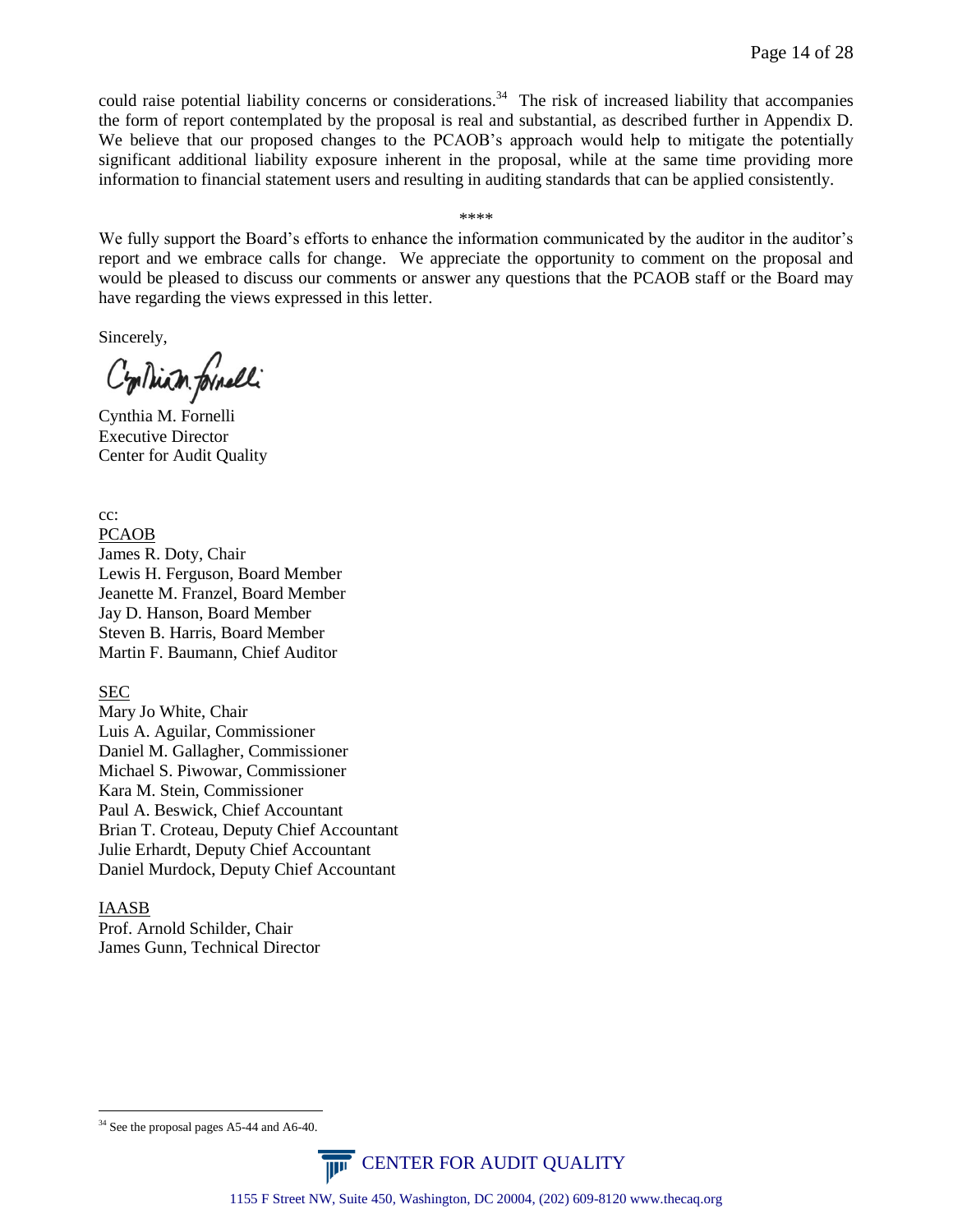could raise potential liability concerns or considerations.[34] The risk of increased liability that accompanies the form of report contemplated by the proposal is real and substantial, as described further in Appendix D. We believe that our proposed changes to the PCAOB's approach would help to mitigate the potentially significant additional liability exposure inherent in the proposal, while at the same time providing more information to financial statement users and resulting in auditing standards that can be applied consistently.

****

We fully support the Board's efforts to enhance the information communicated by the auditor in the auditor's report and we embrace calls for change. We appreciate the opportunity to comment on the proposal and would be pleased to discuss our comments or answer any questions that the PCAOB staff or the Board may have regarding the views expressed in this letter.

Sincerely,

Cynthia M. Fornelli
Executive Director
Center for Audit Quality

cc:

PCAOB
James R. Doty, Chair
Lewis H. Ferguson, Board Member
Jeanette M. Franzel, Board Member
Jay D. Hanson, Board Member
Steven B. Harris, Board Member
Martin F. Baumann, Chief Auditor

SEC
Mary Jo White, Chair
Luis A. Aguilar, Commissioner
Daniel M. Gallagher, Commissioner
Michael S. Piwowar, Commissioner
Kara M. Stein, Commissioner
Paul A. Beswick, Chief Accountant
Brian T. Croteau, Deputy Chief Accountant
Julie Erhardt, Deputy Chief Accountant
Daniel Murdock, Deputy Chief Accountant

IAASB
Prof. Arnold Schilder, Chair
James Gunn, Technical Director

[34] See the proposal pages A5-44 and A6-40.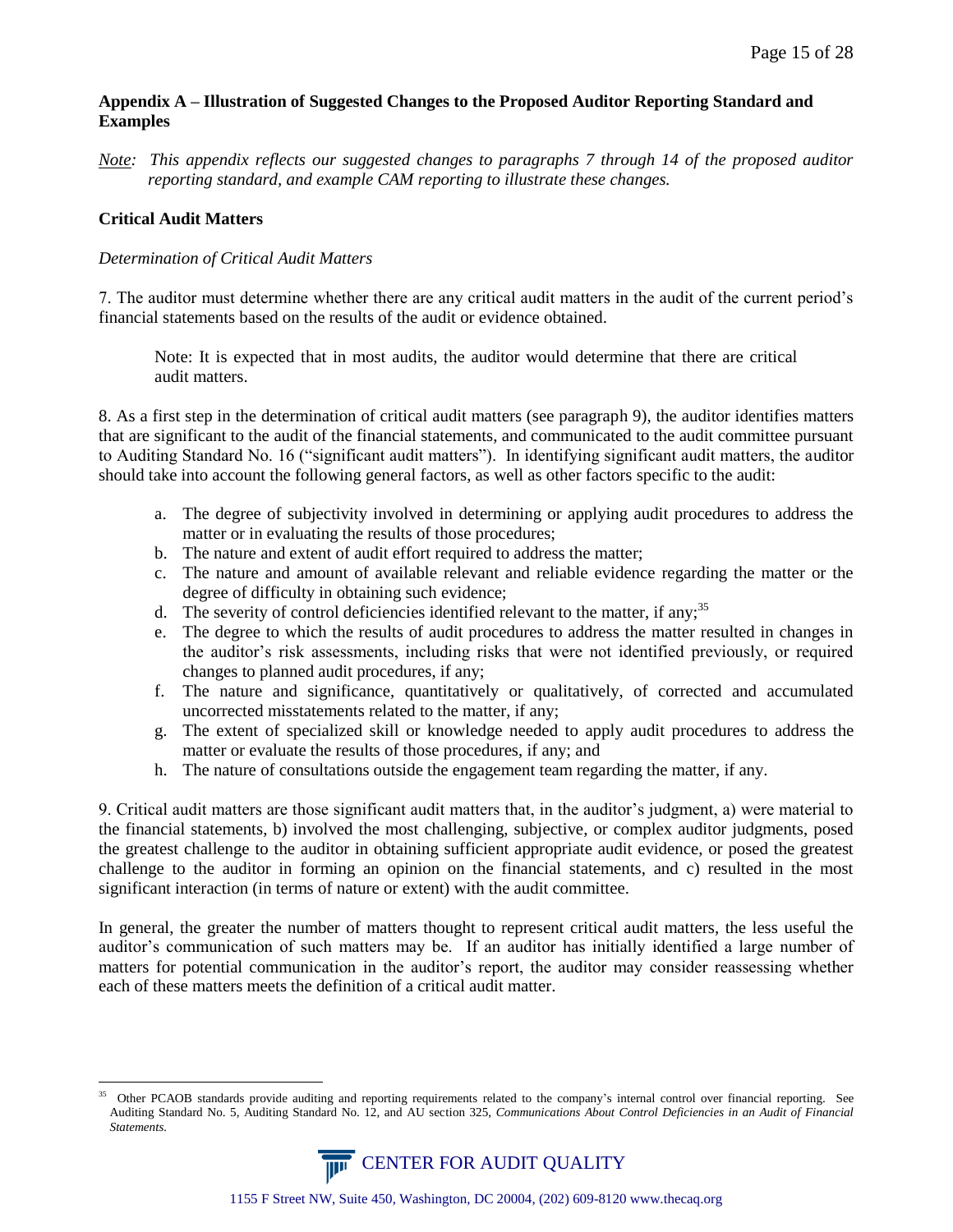## Appendix A – Illustration of Suggested Changes to the Proposed Auditor Reporting Standard and Examples

*Note: This appendix reflects our suggested changes to paragraphs 7 through 14 of the proposed auditor reporting standard, and example CAM reporting to illustrate these changes.*

### Critical Audit Matters

*Determination of Critical Audit Matters*

7. The auditor must determine whether there are any critical audit matters in the audit of the current period's financial statements based on the results of the audit or evidence obtained.

> Note: It is expected that in most audits, the auditor would determine that there are critical audit matters.

8. As a first step in the determination of critical audit matters (see paragraph 9), the auditor identifies matters that are significant to the audit of the financial statements, and communicated to the audit committee pursuant to Auditing Standard No. 16 ("significant audit matters"). In identifying significant audit matters, the auditor should take into account the following general factors, as well as other factors specific to the audit:

a. The degree of subjectivity involved in determining or applying audit procedures to address the matter or in evaluating the results of those procedures;
b. The nature and extent of audit effort required to address the matter;
c. The nature and amount of available relevant and reliable evidence regarding the matter or the degree of difficulty in obtaining such evidence;
d. The severity of control deficiencies identified relevant to the matter, if any;[35]
e. The degree to which the results of audit procedures to address the matter resulted in changes in the auditor's risk assessments, including risks that were not identified previously, or required changes to planned audit procedures, if any;
f. The nature and significance, quantitatively or qualitatively, of corrected and accumulated uncorrected misstatements related to the matter, if any;
g. The extent of specialized skill or knowledge needed to apply audit procedures to address the matter or evaluate the results of those procedures, if any; and
h. The nature of consultations outside the engagement team regarding the matter, if any.

9. Critical audit matters are those significant audit matters that, in the auditor's judgment, a) were material to the financial statements, b) involved the most challenging, subjective, or complex auditor judgments, posed the greatest challenge to the auditor in obtaining sufficient appropriate audit evidence, or posed the greatest challenge to the auditor in forming an opinion on the financial statements, and c) resulted in the most significant interaction (in terms of nature or extent) with the audit committee.

In general, the greater the number of matters thought to represent critical audit matters, the less useful the auditor's communication of such matters may be. If an auditor has initially identified a large number of matters for potential communication in the auditor's report, the auditor may consider reassessing whether each of these matters meets the definition of a critical audit matter.

[35] Other PCAOB standards provide auditing and reporting requirements related to the company's internal control over financial reporting. See Auditing Standard No. 5, Auditing Standard No. 12, and AU section 325, *Communications About Control Deficiencies in an Audit of Financial Statements.*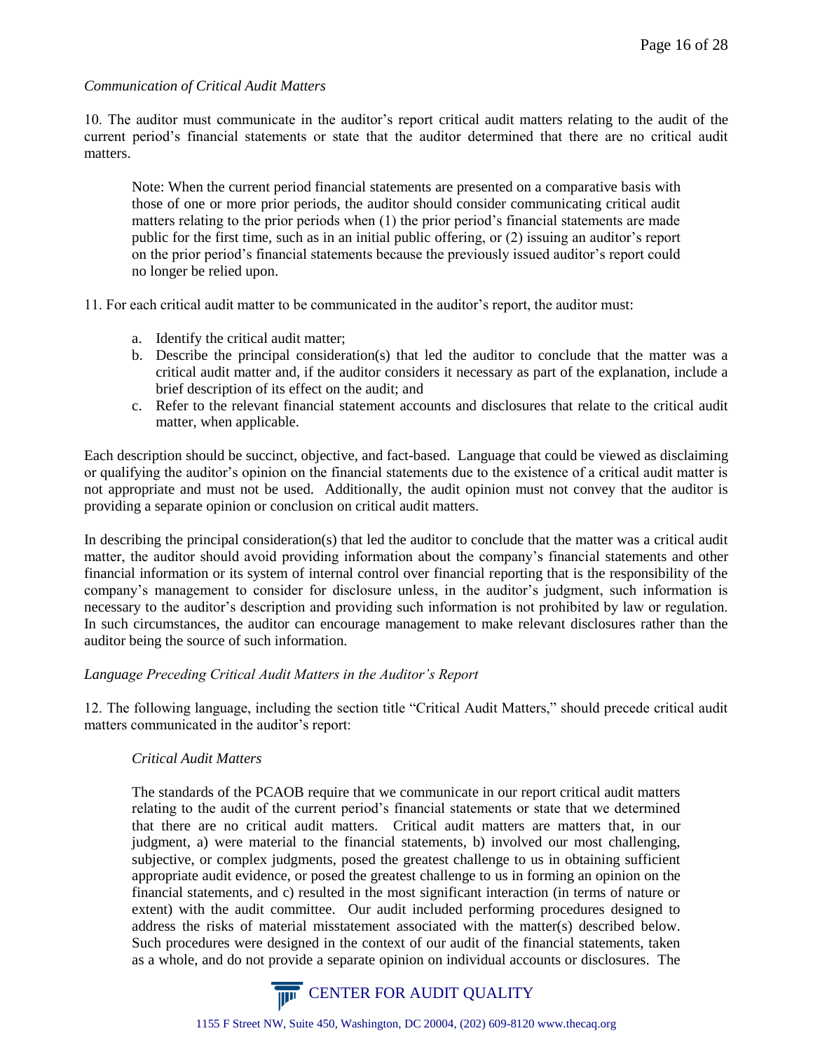*Communication of Critical Audit Matters*

10. The auditor must communicate in the auditor's report critical audit matters relating to the audit of the current period's financial statements or state that the auditor determined that there are no critical audit matters.

> Note: When the current period financial statements are presented on a comparative basis with those of one or more prior periods, the auditor should consider communicating critical audit matters relating to the prior periods when (1) the prior period's financial statements are made public for the first time, such as in an initial public offering, or (2) issuing an auditor's report on the prior period's financial statements because the previously issued auditor's report could no longer be relied upon.

11. For each critical audit matter to be communicated in the auditor's report, the auditor must:

a. Identify the critical audit matter;
b. Describe the principal consideration(s) that led the auditor to conclude that the matter was a critical audit matter and, if the auditor considers it necessary as part of the explanation, include a brief description of its effect on the audit; and
c. Refer to the relevant financial statement accounts and disclosures that relate to the critical audit matter, when applicable.

Each description should be succinct, objective, and fact-based. Language that could be viewed as disclaiming or qualifying the auditor's opinion on the financial statements due to the existence of a critical audit matter is not appropriate and must not be used. Additionally, the audit opinion must not convey that the auditor is providing a separate opinion or conclusion on critical audit matters.

In describing the principal consideration(s) that led the auditor to conclude that the matter was a critical audit matter, the auditor should avoid providing information about the company's financial statements and other financial information or its system of internal control over financial reporting that is the responsibility of the company's management to consider for disclosure unless, in the auditor's judgment, such information is necessary to the auditor's description and providing such information is not prohibited by law or regulation. In such circumstances, the auditor can encourage management to make relevant disclosures rather than the auditor being the source of such information.

*Language Preceding Critical Audit Matters in the Auditor's Report*

12. The following language, including the section title "Critical Audit Matters," should precede critical audit matters communicated in the auditor's report:

> *Critical Audit Matters*
>
> The standards of the PCAOB require that we communicate in our report critical audit matters relating to the audit of the current period's financial statements or state that we determined that there are no critical audit matters. Critical audit matters are matters that, in our judgment, a) were material to the financial statements, b) involved our most challenging, subjective, or complex judgments, posed the greatest challenge to us in obtaining sufficient appropriate audit evidence, or posed the greatest challenge to us in forming an opinion on the financial statements, and c) resulted in the most significant interaction (in terms of nature or extent) with the audit committee. Our audit included performing procedures designed to address the risks of material misstatement associated with the matter(s) described below. Such procedures were designed in the context of our audit of the financial statements, taken as a whole, and do not provide a separate opinion on individual accounts or disclosures. The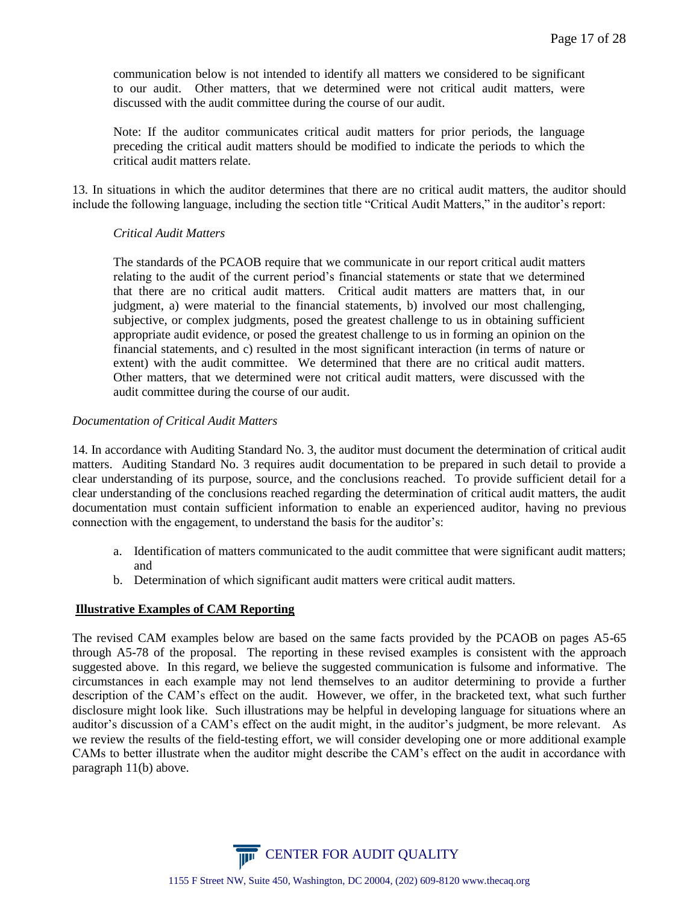communication below is not intended to identify all matters we considered to be significant to our audit. Other matters, that we determined were not critical audit matters, were discussed with the audit committee during the course of our audit.

> Note: If the auditor communicates critical audit matters for prior periods, the language preceding the critical audit matters should be modified to indicate the periods to which the critical audit matters relate.

13. In situations in which the auditor determines that there are no critical audit matters, the auditor should include the following language, including the section title "Critical Audit Matters," in the auditor's report:

> *Critical Audit Matters*
>
> The standards of the PCAOB require that we communicate in our report critical audit matters relating to the audit of the current period's financial statements or state that we determined that there are no critical audit matters. Critical audit matters are matters that, in our judgment, a) were material to the financial statements, b) involved our most challenging, subjective, or complex judgments, posed the greatest challenge to us in obtaining sufficient appropriate audit evidence, or posed the greatest challenge to us in forming an opinion on the financial statements, and c) resulted in the most significant interaction (in terms of nature or extent) with the audit committee. We determined that there are no critical audit matters. Other matters, that we determined were not critical audit matters, were discussed with the audit committee during the course of our audit.

*Documentation of Critical Audit Matters*

14. In accordance with Auditing Standard No. 3, the auditor must document the determination of critical audit matters. Auditing Standard No. 3 requires audit documentation to be prepared in such detail to provide a clear understanding of its purpose, source, and the conclusions reached. To provide sufficient detail for a clear understanding of the conclusions reached regarding the determination of critical audit matters, the audit documentation must contain sufficient information to enable an experienced auditor, having no previous connection with the engagement, to understand the basis for the auditor's:

a. Identification of matters communicated to the audit committee that were significant audit matters; and
b. Determination of which significant audit matters were critical audit matters.

**Illustrative Examples of CAM Reporting**

The revised CAM examples below are based on the same facts provided by the PCAOB on pages A5-65 through A5-78 of the proposal. The reporting in these revised examples is consistent with the approach suggested above. In this regard, we believe the suggested communication is fulsome and informative. The circumstances in each example may not lend themselves to an auditor determining to provide a further description of the CAM's effect on the audit. However, we offer, in the bracketed text, what such further disclosure might look like. Such illustrations may be helpful in developing language for situations where an auditor's discussion of a CAM's effect on the audit might, in the auditor's judgment, be more relevant. As we review the results of the field-testing effort, we will consider developing one or more additional example CAMs to better illustrate when the auditor might describe the CAM's effect on the audit in accordance with paragraph 11(b) above.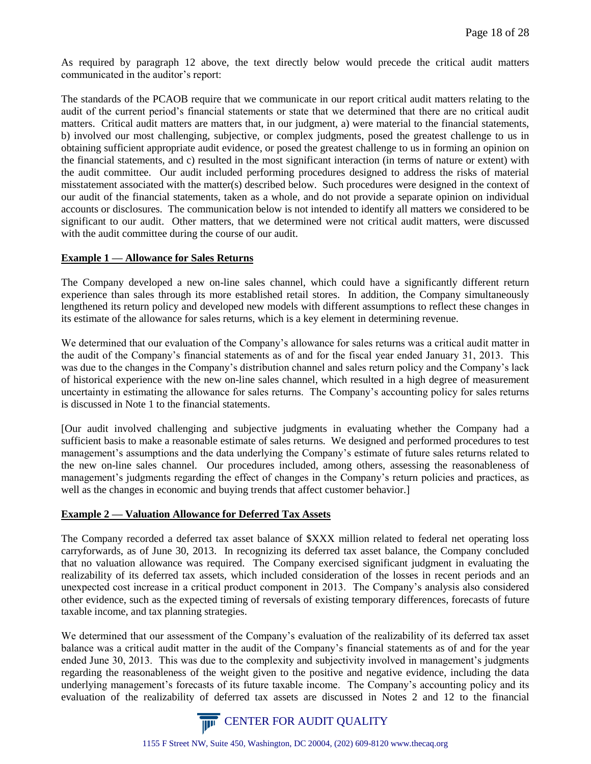As required by paragraph 12 above, the text directly below would precede the critical audit matters communicated in the auditor's report:

The standards of the PCAOB require that we communicate in our report critical audit matters relating to the audit of the current period's financial statements or state that we determined that there are no critical audit matters. Critical audit matters are matters that, in our judgment, a) were material to the financial statements, b) involved our most challenging, subjective, or complex judgments, posed the greatest challenge to us in obtaining sufficient appropriate audit evidence, or posed the greatest challenge to us in forming an opinion on the financial statements, and c) resulted in the most significant interaction (in terms of nature or extent) with the audit committee. Our audit included performing procedures designed to address the risks of material misstatement associated with the matter(s) described below. Such procedures were designed in the context of our audit of the financial statements, taken as a whole, and do not provide a separate opinion on individual accounts or disclosures. The communication below is not intended to identify all matters we considered to be significant to our audit. Other matters, that we determined were not critical audit matters, were discussed with the audit committee during the course of our audit.

**Example 1 — Allowance for Sales Returns**

The Company developed a new on-line sales channel, which could have a significantly different return experience than sales through its more established retail stores. In addition, the Company simultaneously lengthened its return policy and developed new models with different assumptions to reflect these changes in its estimate of the allowance for sales returns, which is a key element in determining revenue.

We determined that our evaluation of the Company's allowance for sales returns was a critical audit matter in the audit of the Company's financial statements as of and for the fiscal year ended January 31, 2013. This was due to the changes in the Company's distribution channel and sales return policy and the Company's lack of historical experience with the new on-line sales channel, which resulted in a high degree of measurement uncertainty in estimating the allowance for sales returns. The Company's accounting policy for sales returns is discussed in Note 1 to the financial statements.

[Our audit involved challenging and subjective judgments in evaluating whether the Company had a sufficient basis to make a reasonable estimate of sales returns. We designed and performed procedures to test management's assumptions and the data underlying the Company's estimate of future sales returns related to the new on-line sales channel. Our procedures included, among others, assessing the reasonableness of management's judgments regarding the effect of changes in the Company's return policies and practices, as well as the changes in economic and buying trends that affect customer behavior.]

**Example 2 — Valuation Allowance for Deferred Tax Assets**

The Company recorded a deferred tax asset balance of $XXX million related to federal net operating loss carryforwards, as of June 30, 2013. In recognizing its deferred tax asset balance, the Company concluded that no valuation allowance was required. The Company exercised significant judgment in evaluating the realizability of its deferred tax assets, which included consideration of the losses in recent periods and an unexpected cost increase in a critical product component in 2013. The Company's analysis also considered other evidence, such as the expected timing of reversals of existing temporary differences, forecasts of future taxable income, and tax planning strategies.

We determined that our assessment of the Company's evaluation of the realizability of its deferred tax asset balance was a critical audit matter in the audit of the Company's financial statements as of and for the year ended June 30, 2013. This was due to the complexity and subjectivity involved in management's judgments regarding the reasonableness of the weight given to the positive and negative evidence, including the data underlying management's forecasts of its future taxable income. The Company's accounting policy and its evaluation of the realizability of deferred tax assets are discussed in Notes 2 and 12 to the financial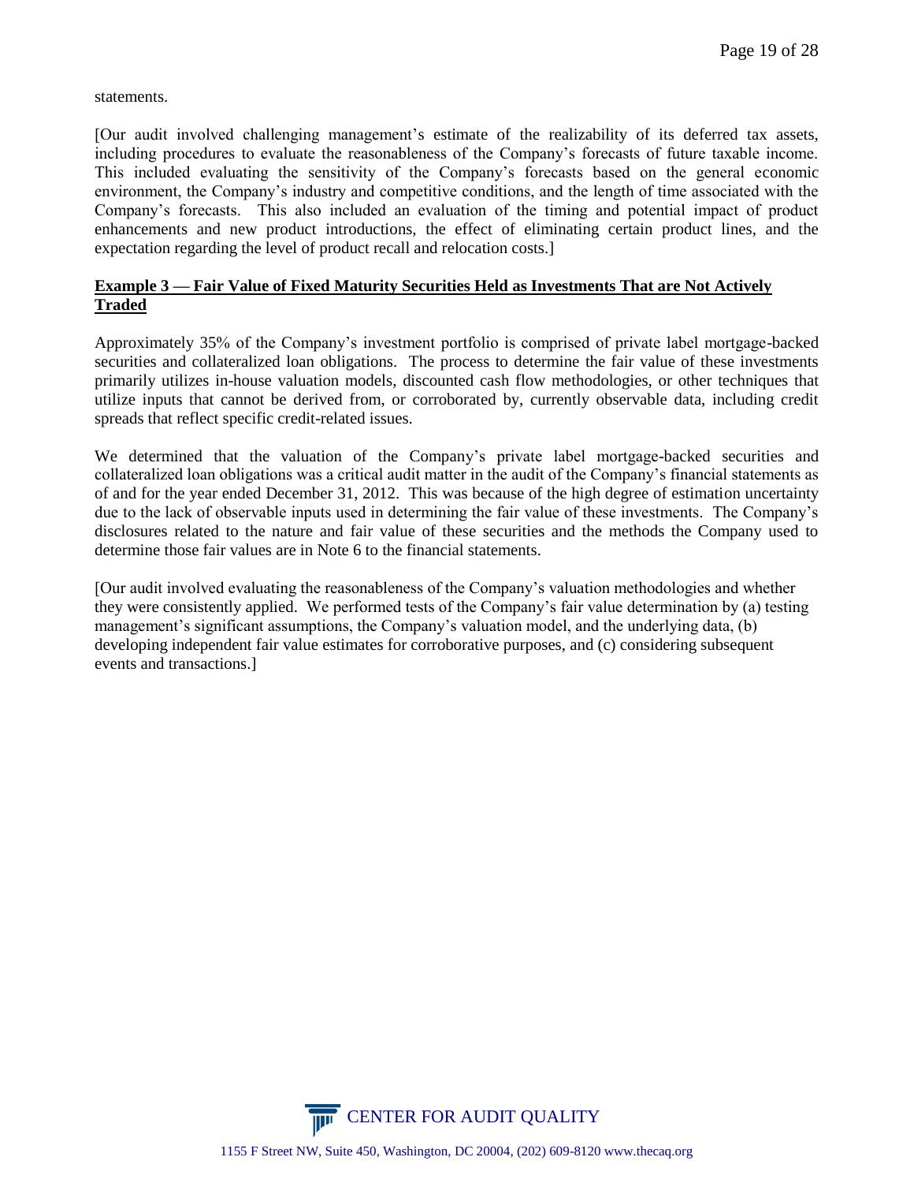statements.

[Our audit involved challenging management's estimate of the realizability of its deferred tax assets, including procedures to evaluate the reasonableness of the Company's forecasts of future taxable income. This included evaluating the sensitivity of the Company's forecasts based on the general economic environment, the Company's industry and competitive conditions, and the length of time associated with the Company's forecasts. This also included an evaluation of the timing and potential impact of product enhancements and new product introductions, the effect of eliminating certain product lines, and the expectation regarding the level of product recall and relocation costs.]

**Example 3 — Fair Value of Fixed Maturity Securities Held as Investments That are Not Actively Traded**

Approximately 35% of the Company's investment portfolio is comprised of private label mortgage-backed securities and collateralized loan obligations. The process to determine the fair value of these investments primarily utilizes in-house valuation models, discounted cash flow methodologies, or other techniques that utilize inputs that cannot be derived from, or corroborated by, currently observable data, including credit spreads that reflect specific credit-related issues.

We determined that the valuation of the Company's private label mortgage-backed securities and collateralized loan obligations was a critical audit matter in the audit of the Company's financial statements as of and for the year ended December 31, 2012. This was because of the high degree of estimation uncertainty due to the lack of observable inputs used in determining the fair value of these investments. The Company's disclosures related to the nature and fair value of these securities and the methods the Company used to determine those fair values are in Note 6 to the financial statements.

[Our audit involved evaluating the reasonableness of the Company's valuation methodologies and whether they were consistently applied. We performed tests of the Company's fair value determination by (a) testing management's significant assumptions, the Company's valuation model, and the underlying data, (b) developing independent fair value estimates for corroborative purposes, and (c) considering subsequent events and transactions.]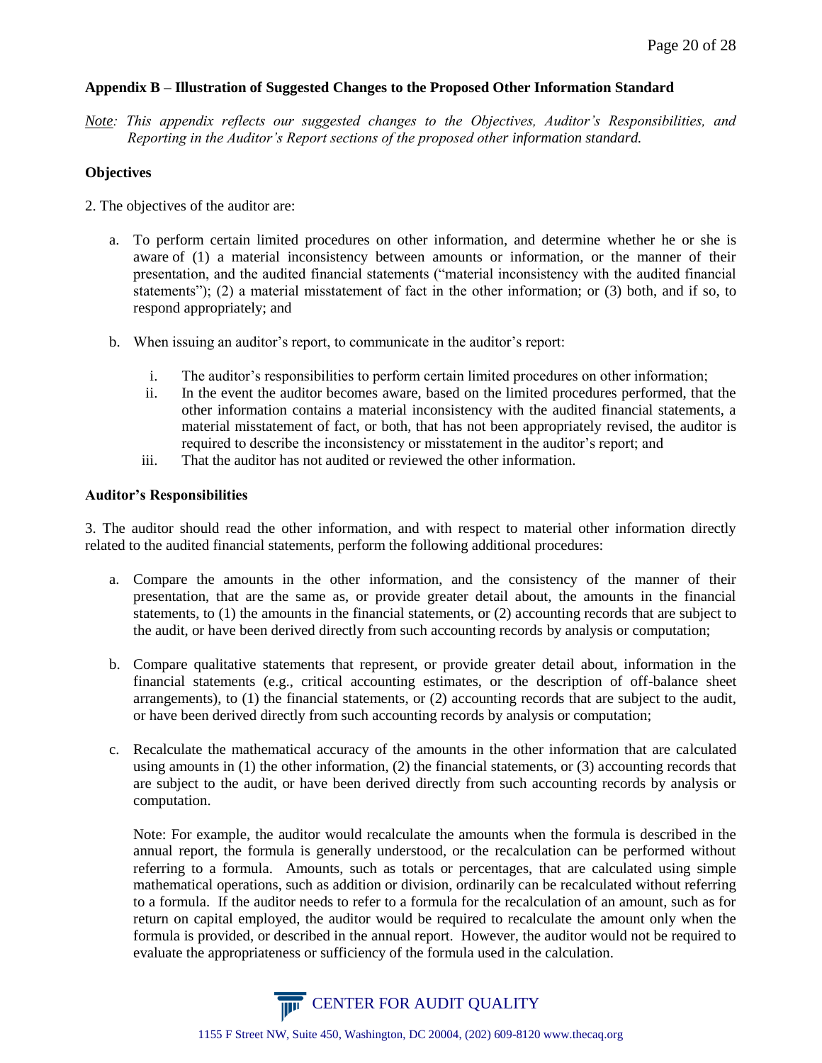### Appendix B – Illustration of Suggested Changes to the Proposed Other Information Standard

*Note: This appendix reflects our suggested changes to the Objectives, Auditor's Responsibilities, and Reporting in the Auditor's Report sections of the proposed other information standard.*

#### Objectives

2. The objectives of the auditor are:

   a. To perform certain limited procedures on other information, and determine whether he or she is aware of (1) a material inconsistency between amounts or information, or the manner of their presentation, and the audited financial statements ("material inconsistency with the audited financial statements"); (2) a material misstatement of fact in the other information; or (3) both, and if so, to respond appropriately; and

   b. When issuing an auditor's report, to communicate in the auditor's report:

      i. The auditor's responsibilities to perform certain limited procedures on other information;
      ii. In the event the auditor becomes aware, based on the limited procedures performed, that the other information contains a material inconsistency with the audited financial statements, a material misstatement of fact, or both, that has not been appropriately revised, the auditor is required to describe the inconsistency or misstatement in the auditor's report; and
      iii. That the auditor has not audited or reviewed the other information.

#### Auditor's Responsibilities

3. The auditor should read the other information, and with respect to material other information directly related to the audited financial statements, perform the following additional procedures:

   a. Compare the amounts in the other information, and the consistency of the manner of their presentation, that are the same as, or provide greater detail about, the amounts in the financial statements, to (1) the amounts in the financial statements, or (2) accounting records that are subject to the audit, or have been derived directly from such accounting records by analysis or computation;

   b. Compare qualitative statements that represent, or provide greater detail about, information in the financial statements (e.g., critical accounting estimates, or the description of off-balance sheet arrangements), to (1) the financial statements, or (2) accounting records that are subject to the audit, or have been derived directly from such accounting records by analysis or computation;

   c. Recalculate the mathematical accuracy of the amounts in the other information that are calculated using amounts in (1) the other information, (2) the financial statements, or (3) accounting records that are subject to the audit, or have been derived directly from such accounting records by analysis or computation.

   Note: For example, the auditor would recalculate the amounts when the formula is described in the annual report, the formula is generally understood, or the recalculation can be performed without referring to a formula. Amounts, such as totals or percentages, that are calculated using simple mathematical operations, such as addition or division, ordinarily can be recalculated without referring to a formula. If the auditor needs to refer to a formula for the recalculation of an amount, such as for return on capital employed, the auditor would be required to recalculate the amount only when the formula is provided, or described in the annual report. However, the auditor would not be required to evaluate the appropriateness or sufficiency of the formula used in the calculation.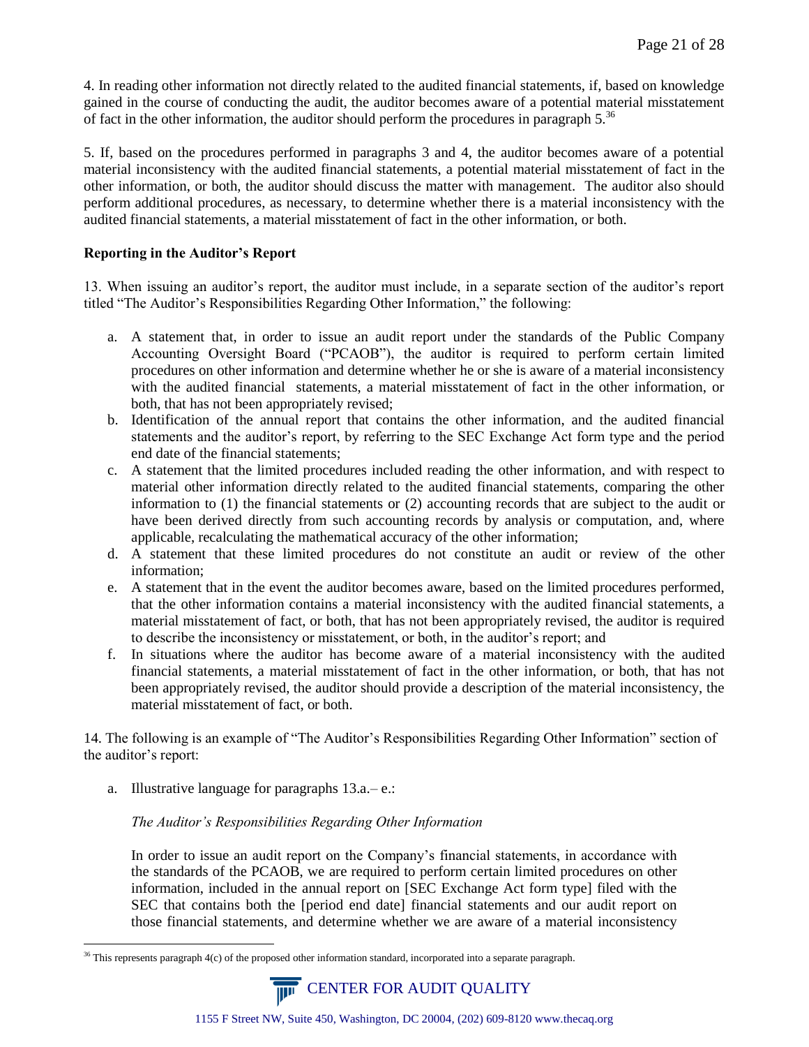4. In reading other information not directly related to the audited financial statements, if, based on knowledge gained in the course of conducting the audit, the auditor becomes aware of a potential material misstatement of fact in the other information, the auditor should perform the procedures in paragraph 5.[36]

5. If, based on the procedures performed in paragraphs 3 and 4, the auditor becomes aware of a potential material inconsistency with the audited financial statements, a potential material misstatement of fact in the other information, or both, the auditor should discuss the matter with management. The auditor also should perform additional procedures, as necessary, to determine whether there is a material inconsistency with the audited financial statements, a material misstatement of fact in the other information, or both.

**Reporting in the Auditor's Report**

13. When issuing an auditor's report, the auditor must include, in a separate section of the auditor's report titled "The Auditor's Responsibilities Regarding Other Information," the following:

a. A statement that, in order to issue an audit report under the standards of the Public Company Accounting Oversight Board ("PCAOB"), the auditor is required to perform certain limited procedures on other information and determine whether he or she is aware of a material inconsistency with the audited financial statements, a material misstatement of fact in the other information, or both, that has not been appropriately revised;
b. Identification of the annual report that contains the other information, and the audited financial statements and the auditor's report, by referring to the SEC Exchange Act form type and the period end date of the financial statements;
c. A statement that the limited procedures included reading the other information, and with respect to material other information directly related to the audited financial statements, comparing the other information to (1) the financial statements or (2) accounting records that are subject to the audit or have been derived directly from such accounting records by analysis or computation, and, where applicable, recalculating the mathematical accuracy of the other information;
d. A statement that these limited procedures do not constitute an audit or review of the other information;
e. A statement that in the event the auditor becomes aware, based on the limited procedures performed, that the other information contains a material inconsistency with the audited financial statements, a material misstatement of fact, or both, that has not been appropriately revised, the auditor is required to describe the inconsistency or misstatement, or both, in the auditor's report; and
f. In situations where the auditor has become aware of a material inconsistency with the audited financial statements, a material misstatement of fact in the other information, or both, that has not been appropriately revised, the auditor should provide a description of the material inconsistency, the material misstatement of fact, or both.

14. The following is an example of "The Auditor's Responsibilities Regarding Other Information" section of the auditor's report:

a. Illustrative language for paragraphs 13.a.– e.:

   *The Auditor's Responsibilities Regarding Other Information*

   In order to issue an audit report on the Company's financial statements, in accordance with the standards of the PCAOB, we are required to perform certain limited procedures on other information, included in the annual report on [SEC Exchange Act form type] filed with the SEC that contains both the [period end date] financial statements and our audit report on those financial statements, and determine whether we are aware of a material inconsistency

[36] This represents paragraph 4(c) of the proposed other information standard, incorporated into a separate paragraph.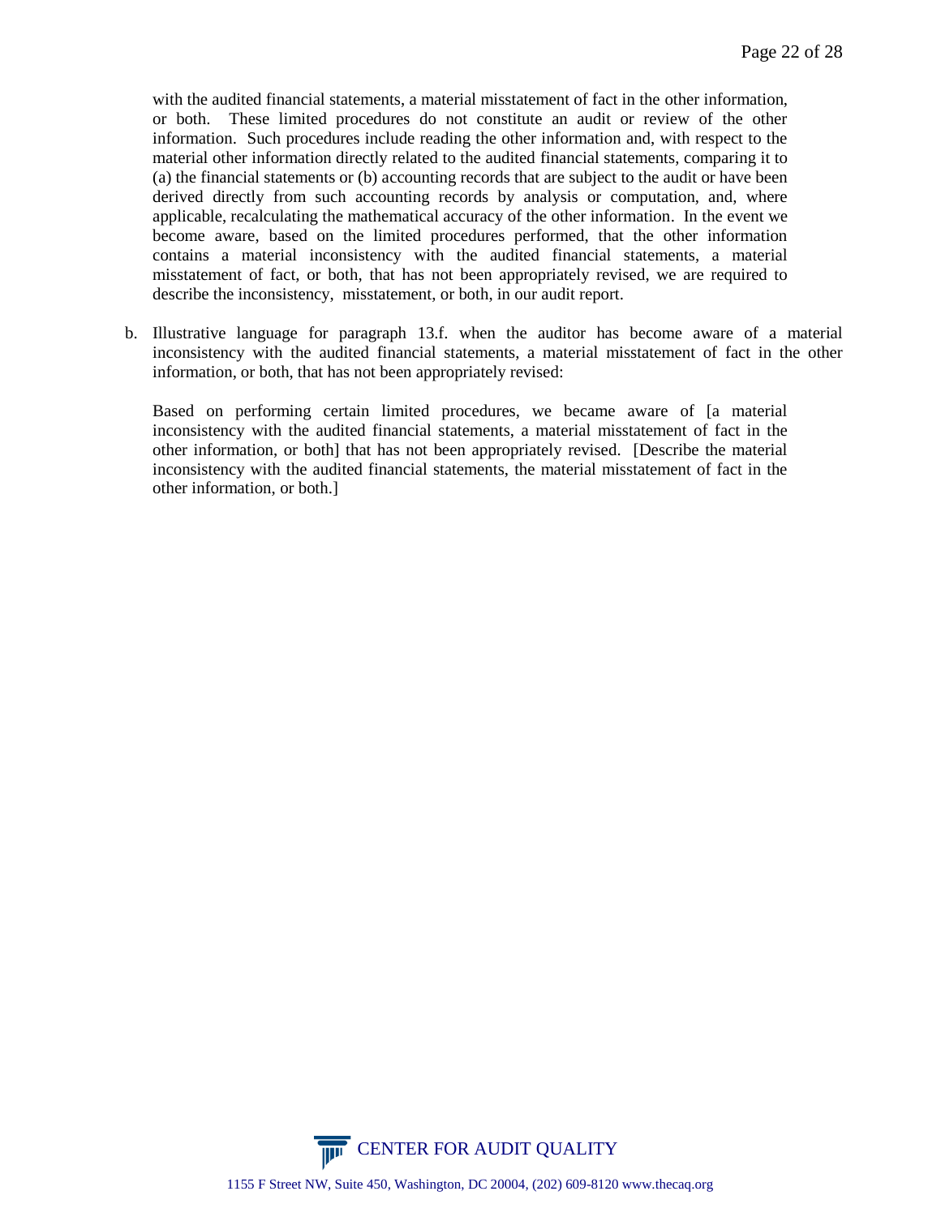with the audited financial statements, a material misstatement of fact in the other information, or both. These limited procedures do not constitute an audit or review of the other information. Such procedures include reading the other information and, with respect to the material other information directly related to the audited financial statements, comparing it to (a) the financial statements or (b) accounting records that are subject to the audit or have been derived directly from such accounting records by analysis or computation, and, where applicable, recalculating the mathematical accuracy of the other information. In the event we become aware, based on the limited procedures performed, that the other information contains a material inconsistency with the audited financial statements, a material misstatement of fact, or both, that has not been appropriately revised, we are required to describe the inconsistency, misstatement, or both, in our audit report.

b. Illustrative language for paragraph 13.f. when the auditor has become aware of a material inconsistency with the audited financial statements, a material misstatement of fact in the other information, or both, that has not been appropriately revised:

   Based on performing certain limited procedures, we became aware of [a material inconsistency with the audited financial statements, a material misstatement of fact in the other information, or both] that has not been appropriately revised. [Describe the material inconsistency with the audited financial statements, the material misstatement of fact in the other information, or both.]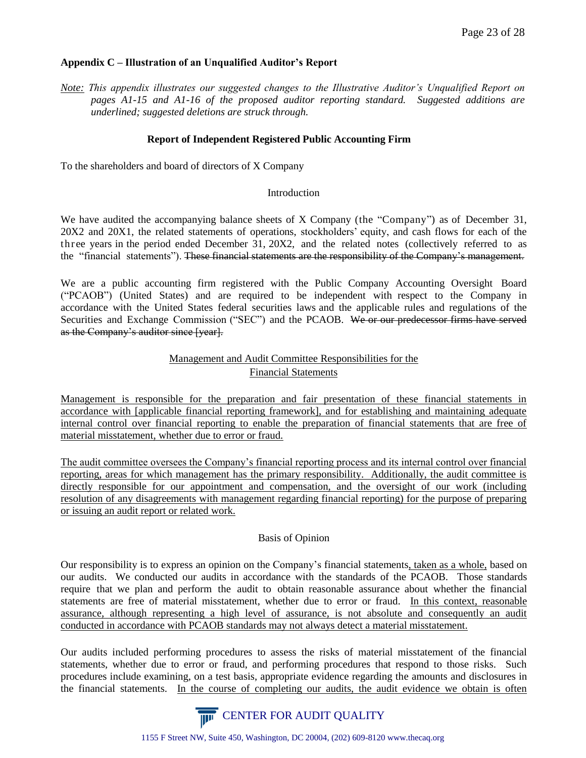**Appendix C – Illustration of an Unqualified Auditor's Report**

*Note: This appendix illustrates our suggested changes to the Illustrative Auditor's Unqualified Report on pages A1-15 and A1-16 of the proposed auditor reporting standard. Suggested additions are underlined; suggested deletions are struck through.*

**Report of Independent Registered Public Accounting Firm**

To the shareholders and board of directors of X Company

Introduction

We have audited the accompanying balance sheets of X Company (the "Company") as of December 31, 20X2 and 20X1, the related statements of operations, stockholders' equity, and cash flows for each of the three years in the period ended December 31, 20X2, and the related notes (collectively referred to as the "financial statements"). ~~These financial statements are the responsibility of the Company's management.~~

We are a public accounting firm registered with the Public Company Accounting Oversight Board ("PCAOB") (United States) and are required to be independent with respect to the Company in accordance with the United States federal securities laws and the applicable rules and regulations of the Securities and Exchange Commission ("SEC") and the PCAOB. ~~We or our predecessor firms have served as the Company's auditor since [year].~~

<u>Management and Audit Committee Responsibilities for the Financial Statements</u>

<u>Management is responsible for the preparation and fair presentation of these financial statements in accordance with [applicable financial reporting framework], and for establishing and maintaining adequate internal control over financial reporting to enable the preparation of financial statements that are free of material misstatement, whether due to error or fraud.</u>

<u>The audit committee oversees the Company's financial reporting process and its internal control over financial reporting, areas for which management has the primary responsibility. Additionally, the audit committee is directly responsible for our appointment and compensation, and the oversight of our work (including resolution of any disagreements with management regarding financial reporting) for the purpose of preparing or issuing an audit report or related work.</u>

Basis of Opinion

Our responsibility is to express an opinion on the Company's financial statements<u>, taken as a whole,</u> based on our audits. We conducted our audits in accordance with the standards of the PCAOB. Those standards require that we plan and perform the audit to obtain reasonable assurance about whether the financial statements are free of material misstatement, whether due to error or fraud. <u>In this context, reasonable assurance, although representing a high level of assurance, is not absolute and consequently an audit conducted in accordance with PCAOB standards may not always detect a material misstatement.</u>

Our audits included performing procedures to assess the risks of material misstatement of the financial statements, whether due to error or fraud, and performing procedures that respond to those risks. Such procedures include examining, on a test basis, appropriate evidence regarding the amounts and disclosures in the financial statements. <u>In the course of completing our audits, the audit evidence we obtain is often</u>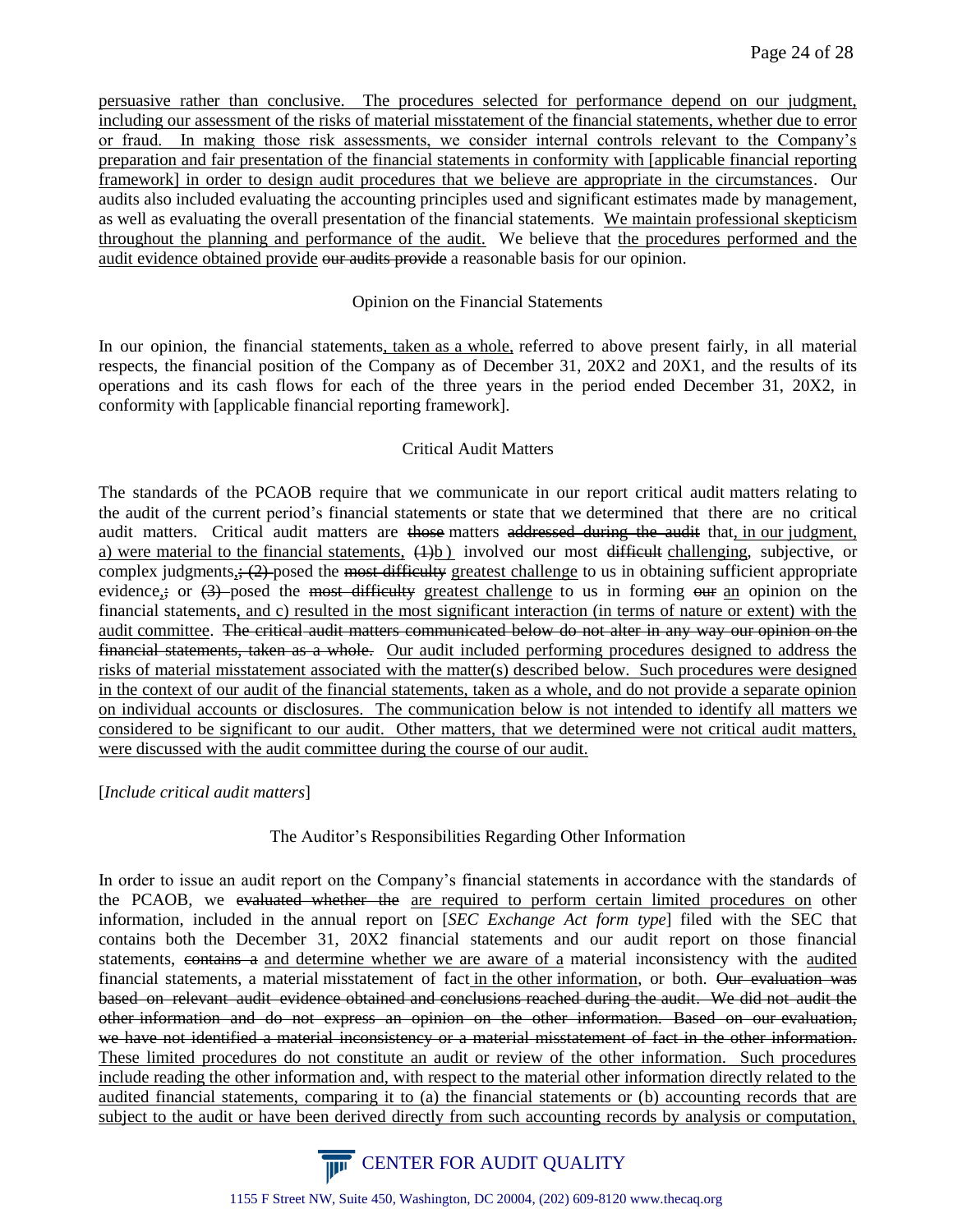<u>persuasive rather than conclusive. The procedures selected for performance depend on our judgment, including our assessment of the risks of material misstatement of the financial statements, whether due to error or fraud. In making those risk assessments, we consider internal controls relevant to the Company's preparation and fair presentation of the financial statements in conformity with [applicable financial reporting framework] in order to design audit procedures that we believe are appropriate in the circumstances</u>. Our audits also included evaluating the accounting principles used and significant estimates made by management, as well as evaluating the overall presentation of the financial statements. <u>We maintain professional skepticism throughout the planning and performance of the audit.</u> We believe that <u>the procedures performed and the audit evidence obtained provide</u> ~~our audits provide~~ a reasonable basis for our opinion.

Opinion on the Financial Statements

In our opinion, the financial statements<u>, taken as a whole,</u> referred to above present fairly, in all material respects, the financial position of the Company as of December 31, 20X2 and 20X1, and the results of its operations and its cash flows for each of the three years in the period ended December 31, 20X2, in conformity with [applicable financial reporting framework].

Critical Audit Matters

The standards of the PCAOB require that we communicate in our report critical audit matters relating to the audit of the current period's financial statements or state that we determined that there are no critical audit matters. Critical audit matters are ~~those~~ matters ~~addressed during the audit~~ that<u>, in our judgment, a) were material to the financial statements,</u> ~~(1)~~<u>b)</u> involved our most ~~difficult~~ <u>challenging</u>, subjective, or complex judgments<u>,</u>~~; (2)~~ posed the ~~most difficulty~~ <u>greatest challenge</u> to us in obtaining sufficient appropriate evidence<u>,</u>~~;~~ or ~~(3)~~ posed the ~~most difficulty~~ <u>greatest challenge</u> to us in forming ~~our~~ <u>an</u> opinion on the financial statements<u>, and c) resulted in the most significant interaction (in terms of nature or extent) with the audit committee</u>. ~~The critical audit matters communicated below do not alter in any way our opinion on the financial statements, taken as a whole.~~ <u>Our audit included performing procedures designed to address the risks of material misstatement associated with the matter(s) described below. Such procedures were designed in the context of our audit of the financial statements, taken as a whole, and do not provide a separate opinion on individual accounts or disclosures. The communication below is not intended to identify all matters we considered to be significant to our audit. Other matters, that we determined were not critical audit matters, were discussed with the audit committee during the course of our audit.</u>

[*Include critical audit matters*]

The Auditor's Responsibilities Regarding Other Information

In order to issue an audit report on the Company's financial statements in accordance with the standards of the PCAOB, we ~~evaluated whether the~~ <u>are required to perform certain limited procedures on</u> other information, included in the annual report on [*SEC Exchange Act form type*] filed with the SEC that contains both the December 31, 20X2 financial statements and our audit report on those financial statements, ~~contains a~~ <u>and determine whether we are aware of a</u> material inconsistency with the <u>audited</u> financial statements, a material misstatement of fact<u> in the other information</u>, or both. ~~Our evaluation was based on relevant audit evidence obtained and conclusions reached during the audit. We did not audit the other information and do not express an opinion on the other information. Based on our evaluation, we have not identified a material inconsistency or a material misstatement of fact in the other information.~~ <u>These limited procedures do not constitute an audit or review of the other information. Such procedures include reading the other information and, with respect to the material other information directly related to the audited financial statements, comparing it to (a) the financial statements or (b) accounting records that are subject to the audit or have been derived directly from such accounting records by analysis or computation,</u>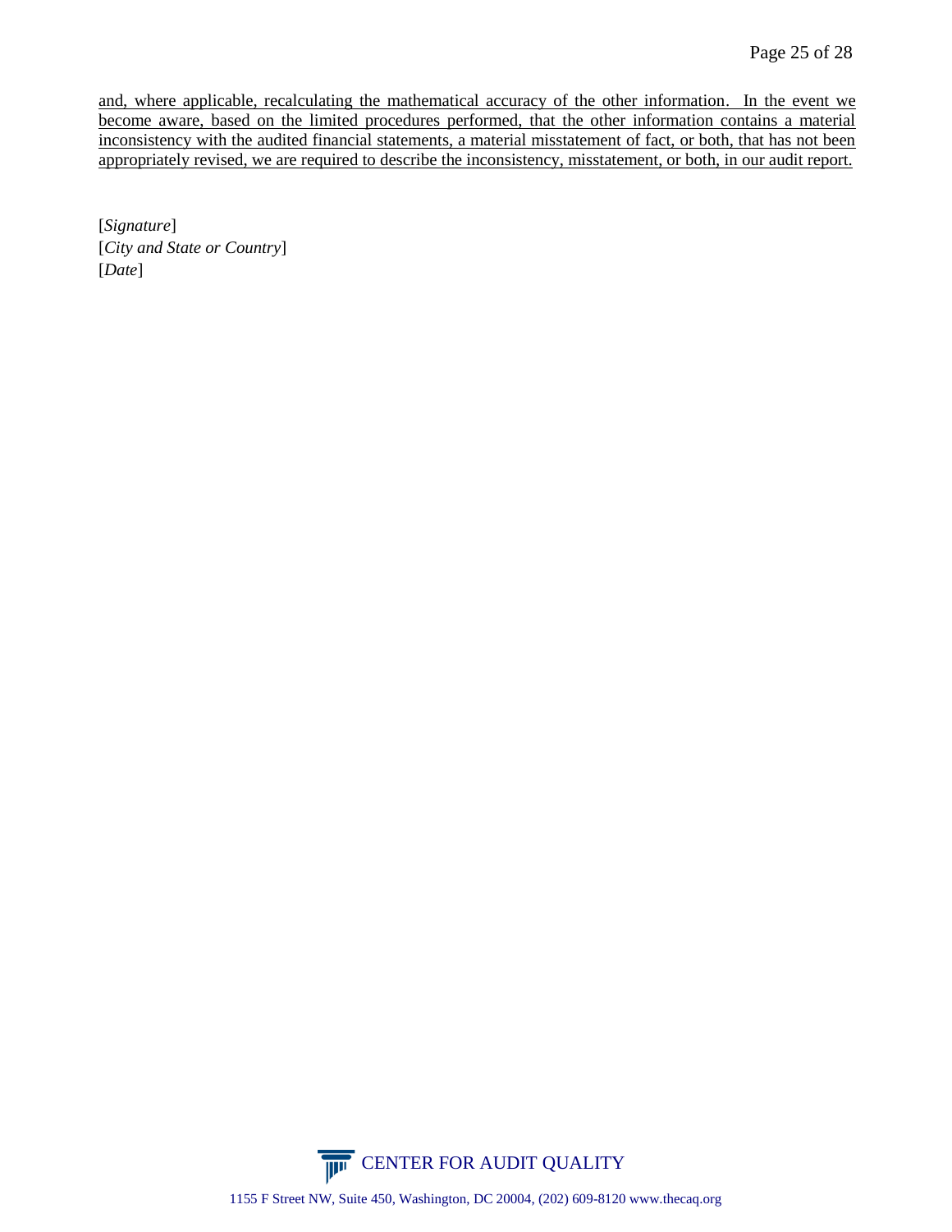<u>and, where applicable, recalculating the mathematical accuracy of the other information. In the event we become aware, based on the limited procedures performed, that the other information contains a material inconsistency with the audited financial statements, a material misstatement of fact, or both, that has not been appropriately revised, we are required to describe the inconsistency, misstatement, or both, in our audit report.</u>

[*Signature*]
[*City and State or Country*]
[*Date*]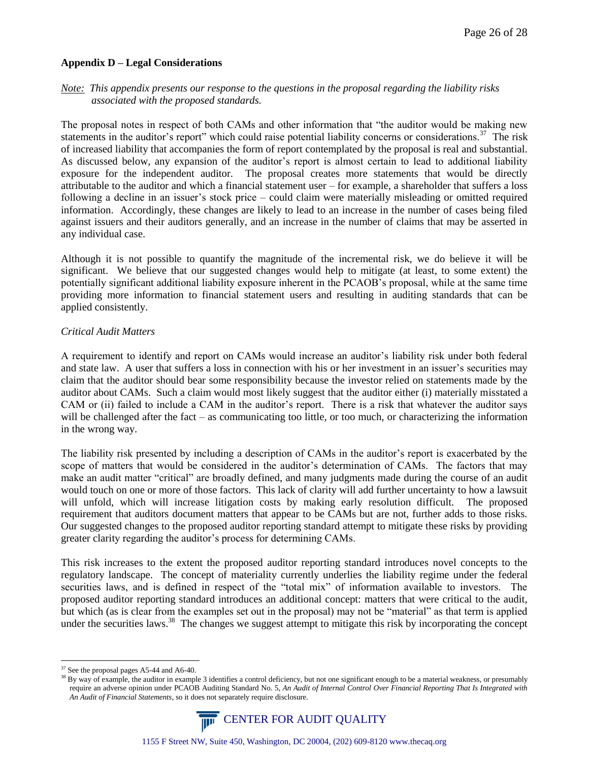**Appendix D – Legal Considerations**

*Note: This appendix presents our response to the questions in the proposal regarding the liability risks associated with the proposed standards.*

The proposal notes in respect of both CAMs and other information that "the auditor would be making new statements in the auditor's report" which could raise potential liability concerns or considerations.[37] The risk of increased liability that accompanies the form of report contemplated by the proposal is real and substantial. As discussed below, any expansion of the auditor's report is almost certain to lead to additional liability exposure for the independent auditor. The proposal creates more statements that would be directly attributable to the auditor and which a financial statement user – for example, a shareholder that suffers a loss following a decline in an issuer's stock price – could claim were materially misleading or omitted required information. Accordingly, these changes are likely to lead to an increase in the number of cases being filed against issuers and their auditors generally, and an increase in the number of claims that may be asserted in any individual case.

Although it is not possible to quantify the magnitude of the incremental risk, we do believe it will be significant. We believe that our suggested changes would help to mitigate (at least, to some extent) the potentially significant additional liability exposure inherent in the PCAOB's proposal, while at the same time providing more information to financial statement users and resulting in auditing standards that can be applied consistently.

*Critical Audit Matters*

A requirement to identify and report on CAMs would increase an auditor's liability risk under both federal and state law. A user that suffers a loss in connection with his or her investment in an issuer's securities may claim that the auditor should bear some responsibility because the investor relied on statements made by the auditor about CAMs. Such a claim would most likely suggest that the auditor either (i) materially misstated a CAM or (ii) failed to include a CAM in the auditor's report. There is a risk that whatever the auditor says will be challenged after the fact – as communicating too little, or too much, or characterizing the information in the wrong way.

The liability risk presented by including a description of CAMs in the auditor's report is exacerbated by the scope of matters that would be considered in the auditor's determination of CAMs. The factors that may make an audit matter "critical" are broadly defined, and many judgments made during the course of an audit would touch on one or more of those factors. This lack of clarity will add further uncertainty to how a lawsuit will unfold, which will increase litigation costs by making early resolution difficult. The proposed requirement that auditors document matters that appear to be CAMs but are not, further adds to those risks. Our suggested changes to the proposed auditor reporting standard attempt to mitigate these risks by providing greater clarity regarding the auditor's process for determining CAMs.

This risk increases to the extent the proposed auditor reporting standard introduces novel concepts to the regulatory landscape. The concept of materiality currently underlies the liability regime under the federal securities laws, and is defined in respect of the "total mix" of information available to investors. The proposed auditor reporting standard introduces an additional concept: matters that were critical to the audit, but which (as is clear from the examples set out in the proposal) may not be "material" as that term is applied under the securities laws.[38] The changes we suggest attempt to mitigate this risk by incorporating the concept

---

[37] See the proposal pages A5-44 and A6-40.

[38] By way of example, the auditor in example 3 identifies a control deficiency, but not one significant enough to be a material weakness, or presumably require an adverse opinion under PCAOB Auditing Standard No. 5, *An Audit of Internal Control Over Financial Reporting That Is Integrated with An Audit of Financial Statements*, so it does not separately require disclosure.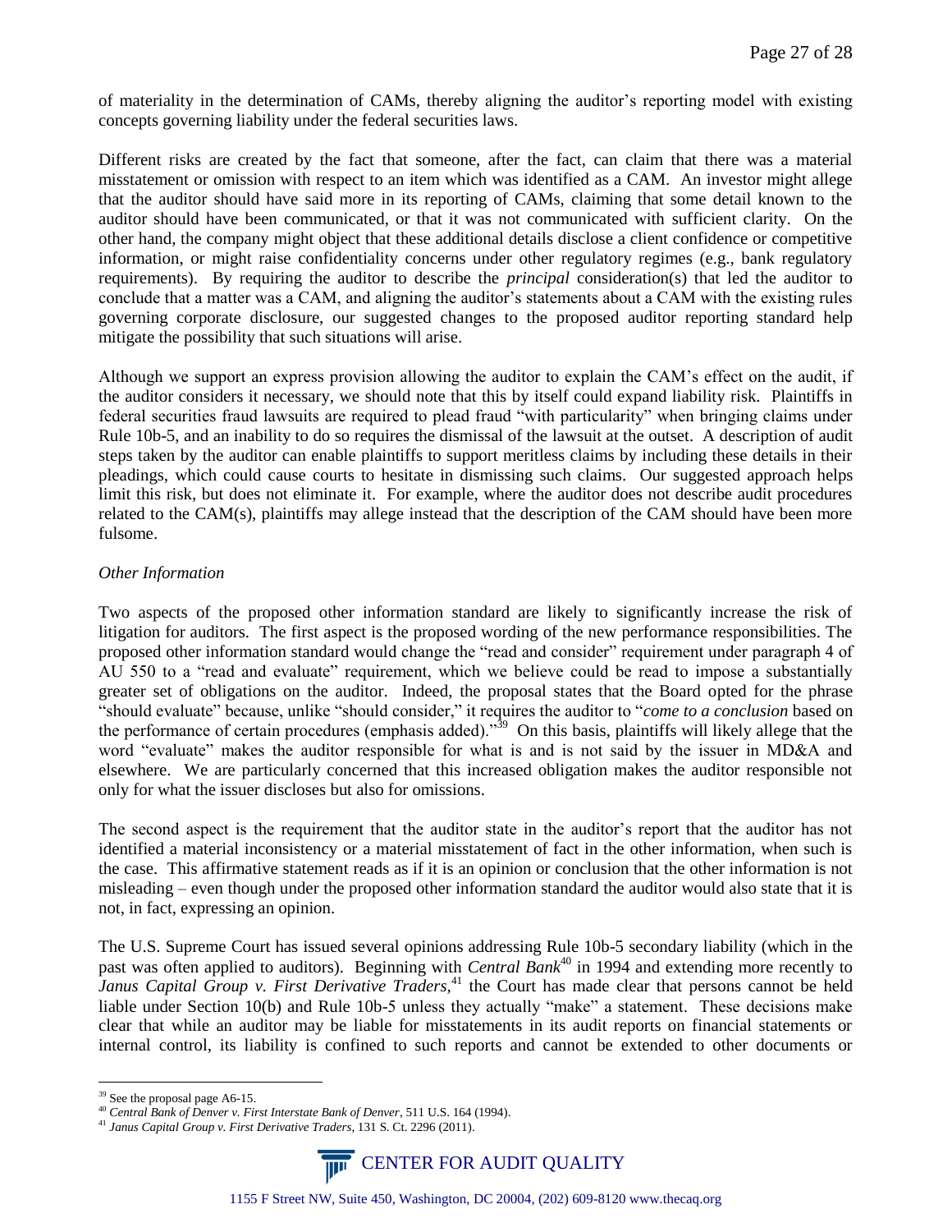of materiality in the determination of CAMs, thereby aligning the auditor's reporting model with existing concepts governing liability under the federal securities laws.

Different risks are created by the fact that someone, after the fact, can claim that there was a material misstatement or omission with respect to an item which was identified as a CAM. An investor might allege that the auditor should have said more in its reporting of CAMs, claiming that some detail known to the auditor should have been communicated, or that it was not communicated with sufficient clarity. On the other hand, the company might object that these additional details disclose a client confidence or competitive information, or might raise confidentiality concerns under other regulatory regimes (e.g., bank regulatory requirements). By requiring the auditor to describe the *principal* consideration(s) that led the auditor to conclude that a matter was a CAM, and aligning the auditor's statements about a CAM with the existing rules governing corporate disclosure, our suggested changes to the proposed auditor reporting standard help mitigate the possibility that such situations will arise.

Although we support an express provision allowing the auditor to explain the CAM's effect on the audit, if the auditor considers it necessary, we should note that this by itself could expand liability risk. Plaintiffs in federal securities fraud lawsuits are required to plead fraud "with particularity" when bringing claims under Rule 10b-5, and an inability to do so requires the dismissal of the lawsuit at the outset. A description of audit steps taken by the auditor can enable plaintiffs to support meritless claims by including these details in their pleadings, which could cause courts to hesitate in dismissing such claims. Our suggested approach helps limit this risk, but does not eliminate it. For example, where the auditor does not describe audit procedures related to the CAM(s), plaintiffs may allege instead that the description of the CAM should have been more fulsome.

*Other Information*

Two aspects of the proposed other information standard are likely to significantly increase the risk of litigation for auditors. The first aspect is the proposed wording of the new performance responsibilities. The proposed other information standard would change the "read and consider" requirement under paragraph 4 of AU 550 to a "read and evaluate" requirement, which we believe could be read to impose a substantially greater set of obligations on the auditor. Indeed, the proposal states that the Board opted for the phrase "should evaluate" because, unlike "should consider," it requires the auditor to "*come to a conclusion* based on the performance of certain procedures (emphasis added)."[39] On this basis, plaintiffs will likely allege that the word "evaluate" makes the auditor responsible for what is and is not said by the issuer in MD&A and elsewhere. We are particularly concerned that this increased obligation makes the auditor responsible not only for what the issuer discloses but also for omissions.

The second aspect is the requirement that the auditor state in the auditor's report that the auditor has not identified a material inconsistency or a material misstatement of fact in the other information, when such is the case. This affirmative statement reads as if it is an opinion or conclusion that the other information is not misleading – even though under the proposed other information standard the auditor would also state that it is not, in fact, expressing an opinion.

The U.S. Supreme Court has issued several opinions addressing Rule 10b-5 secondary liability (which in the past was often applied to auditors). Beginning with *Central Bank*[40] in 1994 and extending more recently to *Janus Capital Group v. First Derivative Traders,*[41] the Court has made clear that persons cannot be held liable under Section 10(b) and Rule 10b-5 unless they actually "make" a statement. These decisions make clear that while an auditor may be liable for misstatements in its audit reports on financial statements or internal control, its liability is confined to such reports and cannot be extended to other documents or

---

[39] See the proposal page A6-15.

[40] *Central Bank of Denver v. First Interstate Bank of Denver*, 511 U.S. 164 (1994).

[41] *Janus Capital Group v. First Derivative Traders*, 131 S. Ct. 2296 (2011).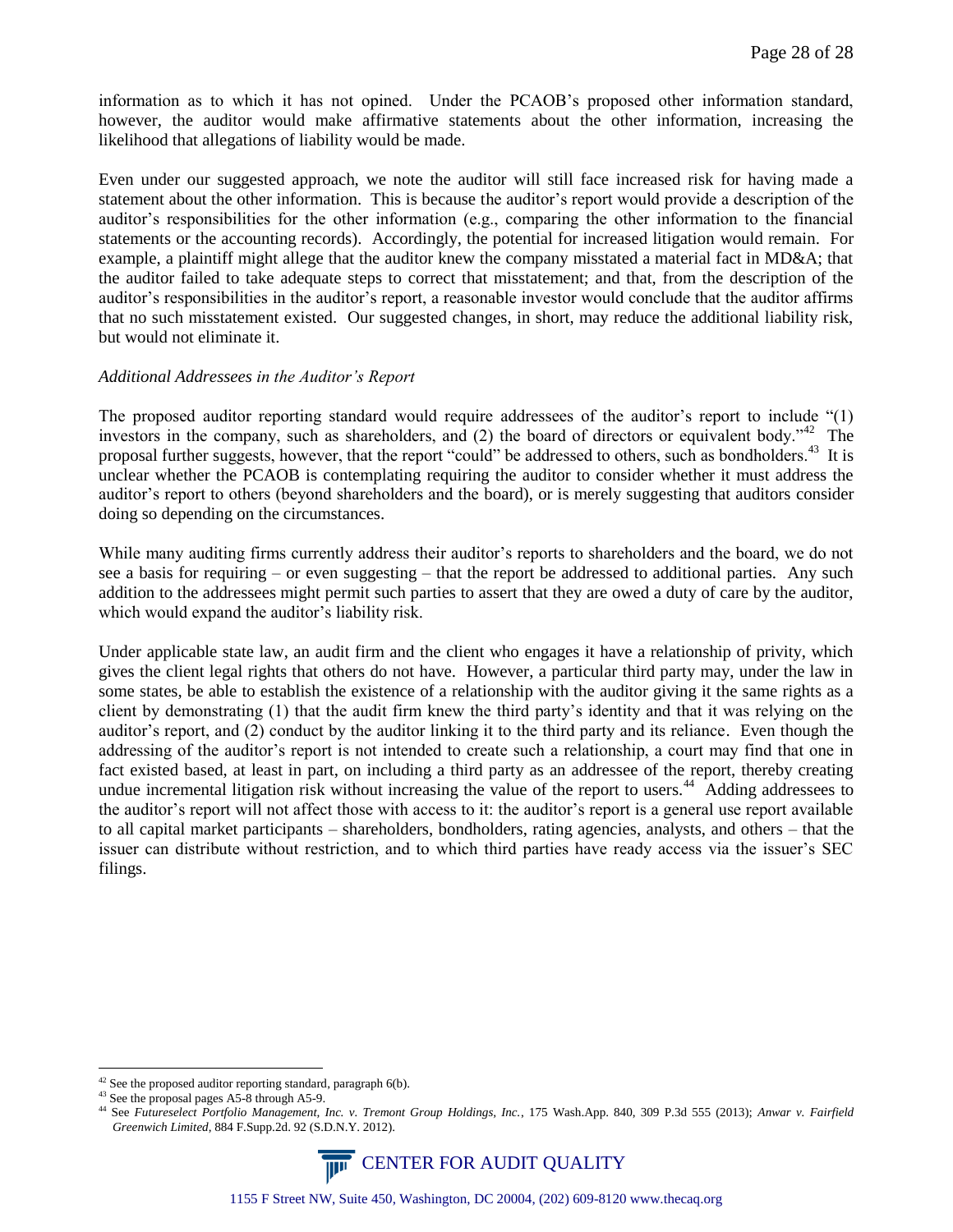information as to which it has not opined. Under the PCAOB's proposed other information standard, however, the auditor would make affirmative statements about the other information, increasing the likelihood that allegations of liability would be made.

Even under our suggested approach, we note the auditor will still face increased risk for having made a statement about the other information. This is because the auditor's report would provide a description of the auditor's responsibilities for the other information (e.g., comparing the other information to the financial statements or the accounting records). Accordingly, the potential for increased litigation would remain. For example, a plaintiff might allege that the auditor knew the company misstated a material fact in MD&A; that the auditor failed to take adequate steps to correct that misstatement; and that, from the description of the auditor's responsibilities in the auditor's report, a reasonable investor would conclude that the auditor affirms that no such misstatement existed. Our suggested changes, in short, may reduce the additional liability risk, but would not eliminate it.

*Additional Addressees in the Auditor's Report*

The proposed auditor reporting standard would require addressees of the auditor's report to include "(1) investors in the company, such as shareholders, and (2) the board of directors or equivalent body."[42] The proposal further suggests, however, that the report "could" be addressed to others, such as bondholders.[43] It is unclear whether the PCAOB is contemplating requiring the auditor to consider whether it must address the auditor's report to others (beyond shareholders and the board), or is merely suggesting that auditors consider doing so depending on the circumstances.

While many auditing firms currently address their auditor's reports to shareholders and the board, we do not see a basis for requiring – or even suggesting – that the report be addressed to additional parties. Any such addition to the addressees might permit such parties to assert that they are owed a duty of care by the auditor, which would expand the auditor's liability risk.

Under applicable state law, an audit firm and the client who engages it have a relationship of privity, which gives the client legal rights that others do not have. However, a particular third party may, under the law in some states, be able to establish the existence of a relationship with the auditor giving it the same rights as a client by demonstrating (1) that the audit firm knew the third party's identity and that it was relying on the auditor's report, and (2) conduct by the auditor linking it to the third party and its reliance. Even though the addressing of the auditor's report is not intended to create such a relationship, a court may find that one in fact existed based, at least in part, on including a third party as an addressee of the report, thereby creating undue incremental litigation risk without increasing the value of the report to users.[44] Adding addressees to the auditor's report will not affect those with access to it: the auditor's report is a general use report available to all capital market participants – shareholders, bondholders, rating agencies, analysts, and others – that the issuer can distribute without restriction, and to which third parties have ready access via the issuer's SEC filings.

[42] See the proposed auditor reporting standard, paragraph 6(b).

[43] See the proposal pages A5-8 through A5-9.

[44] See *Futureselect Portfolio Management, Inc. v. Tremont Group Holdings, Inc.*, 175 Wash.App. 840, 309 P.3d 555 (2013); *Anwar v. Fairfield Greenwich Limited*, 884 F.Supp.2d. 92 (S.D.N.Y. 2012).